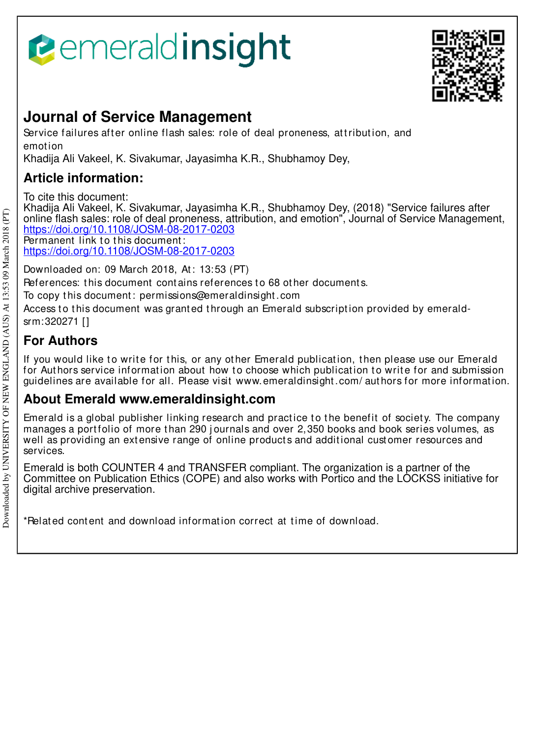emeraldinsight

# Journal of Service Management

Service failures after online flash sales: role of deal proneness, attribution, and emotion

Khadija Ali Vakeel, K. Sivakumar, Jayasimha K.R., Shubhamoy Dey,

## Article information:

To cite this document:
Khadija Ali Vakeel, K. Sivakumar, Jayasimha K.R., Shubhamoy Dey, (2018) "Service failures after online flash sales: role of deal proneness, attribution, and emotion", Journal of Service Management, https://doi.org/10.1108/JOSM-08-2017-0203
Permanent link to this document:
https://doi.org/10.1108/JOSM-08-2017-0203

Downloaded on: 09 March 2018, At: 13:53 (PT)
References: this document contains references to 68 other documents.
To copy this document: permissions@emeraldinsight.com
Access to this document was granted through an Emerald subscription provided by emerald-srm:320271 []

## For Authors

If you would like to write for this, or any other Emerald publication, then please use our Emerald for Authors service information about how to choose which publication to write for and submission guidelines are available for all. Please visit www.emeraldinsight.com/authors for more information.

## About Emerald www.emeraldinsight.com

Emerald is a global publisher linking research and practice to the benefit of society. The company manages a portfolio of more than 290 journals and over 2,350 books and book series volumes, as well as providing an extensive range of online products and additional customer resources and services.

Emerald is both COUNTER 4 and TRANSFER compliant. The organization is a partner of the Committee on Publication Ethics (COPE) and also works with Portico and the LOCKSS initiative for digital archive preservation.

*Related content and download information correct at time of download.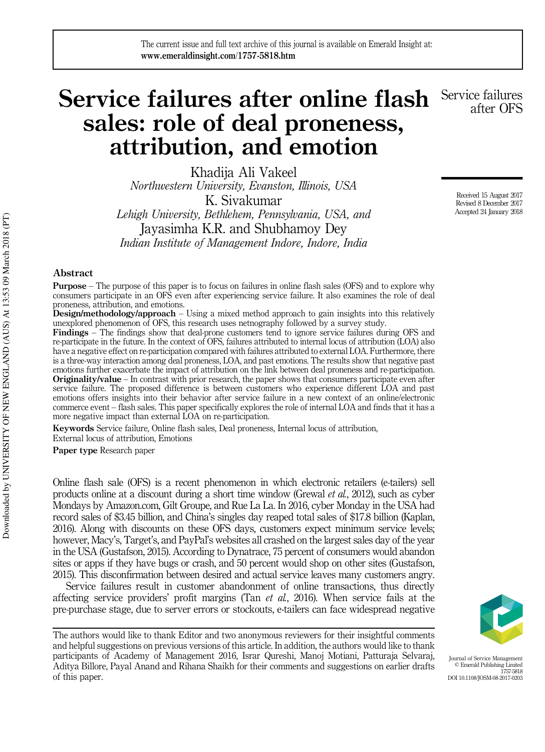# Service failures after online flash sales: role of deal proneness, attribution, and emotion

Khadija Ali Vakeel
*Northwestern University, Evanston, Illinois, USA*

K. Sivakumar
*Lehigh University, Bethlehem, Pennsylvania, USA, and*

Jayasimha K.R. and Shubhamoy Dey
*Indian Institute of Management Indore, Indore, India*

Received 15 August 2017
Revised 8 December 2017
Accepted 24 January 2018

## Abstract

**Purpose** – The purpose of this paper is to focus on failures in online flash sales (OFS) and to explore why consumers participate in an OFS even after experiencing service failure. It also examines the role of deal proneness, attribution, and emotions.

**Design/methodology/approach** – Using a mixed method approach to gain insights into this relatively unexplored phenomenon of OFS, this research uses netnography followed by a survey study.

**Findings** – The findings show that deal-prone customers tend to ignore service failures during OFS and re-participate in the future. In the context of OFS, failures attributed to internal locus of attribution (LOA) also have a negative effect on re-participation compared with failures attributed to external LOA. Furthermore, there is a three-way interaction among deal proneness, LOA, and past emotions. The results show that negative past emotions further exacerbate the impact of attribution on the link between deal proneness and re-participation.

**Originality/value** – In contrast with prior research, the paper shows that consumers participate even after service failure. The proposed difference is between customers who experience different LOA and past emotions offers insights into their behavior after service failure in a new context of an online/electronic commerce event – flash sales. This paper specifically explores the role of internal LOA and finds that it has a more negative impact than external LOA on re-participation.

**Keywords** Service failure, Online flash sales, Deal proneness, Internal locus of attribution, External locus of attribution, Emotions

**Paper type** Research paper

Online flash sale (OFS) is a recent phenomenon in which electronic retailers (e-tailers) sell products online at a discount during a short time window (Grewal *et al.*, 2012), such as cyber Mondays by Amazon.com, Gilt Groupe, and Rue La La. In 2016, cyber Monday in the USA had record sales of \$3.45 billion, and China's singles day reaped total sales of \$17.8 billion (Kaplan, 2016). Along with discounts on these OFS days, customers expect minimum service levels; however, Macy's, Target's, and PayPal's websites all crashed on the largest sales day of the year in the USA (Gustafson, 2015). According to Dynatrace, 75 percent of consumers would abandon sites or apps if they have bugs or crash, and 50 percent would shop on other sites (Gustafson, 2015). This disconfirmation between desired and actual service leaves many customers angry.

Service failures result in customer abandonment of online transactions, thus directly affecting service providers' profit margins (Tan *et al.*, 2016). When service fails at the pre-purchase stage, due to server errors or stockouts, e-tailers can face widespread negative

The authors would like to thank Editor and two anonymous reviewers for their insightful comments and helpful suggestions on previous versions of this article. In addition, the authors would like to thank participants of Academy of Management 2016, Israr Qureshi, Manoj Motiani, Patturaja Selvaraj, Aditya Billore, Payal Anand and Rihana Shaikh for their comments and suggestions on earlier drafts of this paper.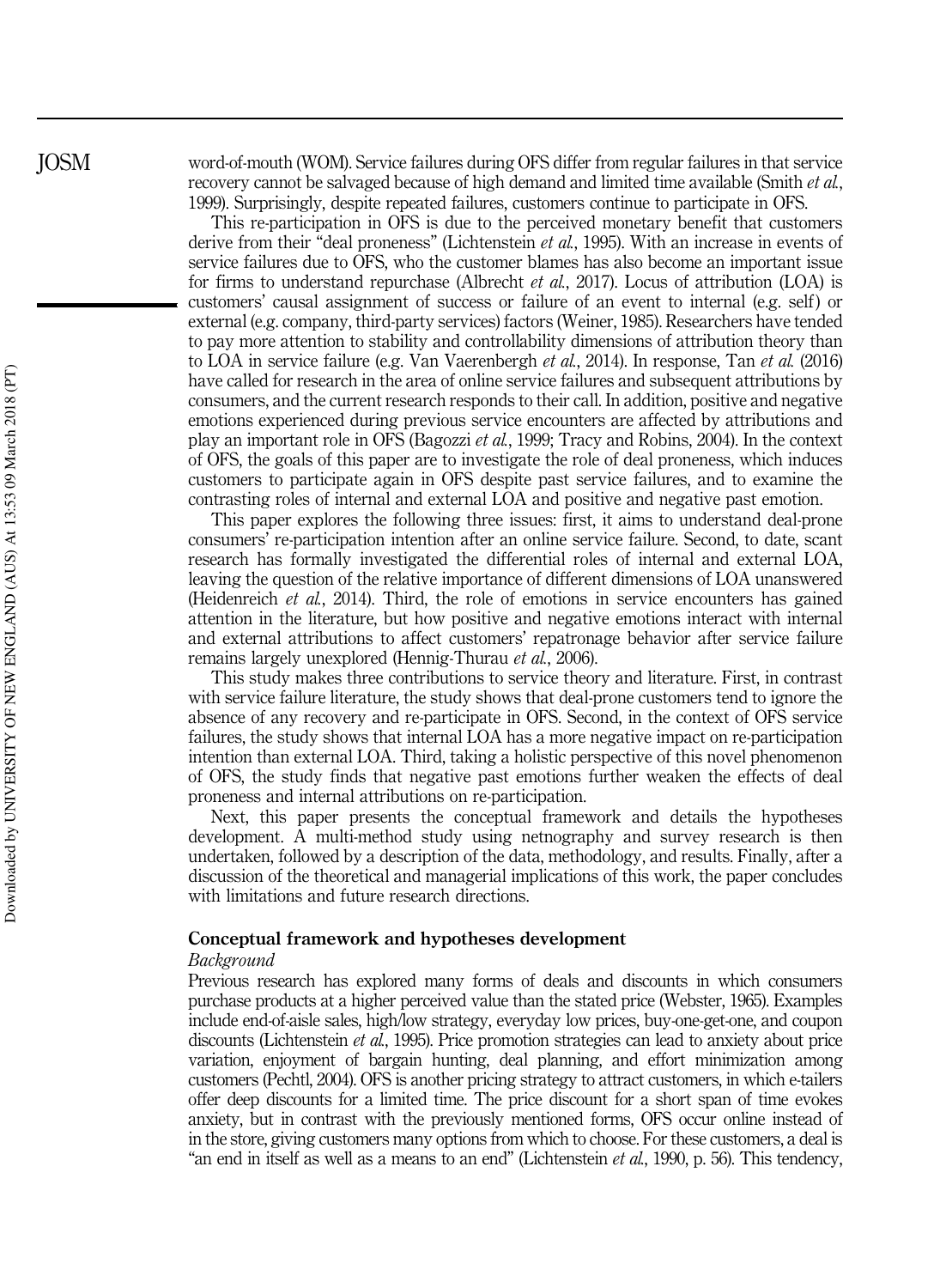word-of-mouth (WOM). Service failures during OFS differ from regular failures in that service recovery cannot be salvaged because of high demand and limited time available (Smith *et al.*, 1999). Surprisingly, despite repeated failures, customers continue to participate in OFS.

This re-participation in OFS is due to the perceived monetary benefit that customers derive from their "deal proneness" (Lichtenstein *et al.*, 1995). With an increase in events of service failures due to OFS, who the customer blames has also become an important issue for firms to understand repurchase (Albrecht *et al.*, 2017). Locus of attribution (LOA) is customers' causal assignment of success or failure of an event to internal (e.g. self) or external (e.g. company, third-party services) factors (Weiner, 1985). Researchers have tended to pay more attention to stability and controllability dimensions of attribution theory than to LOA in service failure (e.g. Van Vaerenbergh *et al.*, 2014). In response, Tan *et al.* (2016) have called for research in the area of online service failures and subsequent attributions by consumers, and the current research responds to their call. In addition, positive and negative emotions experienced during previous service encounters are affected by attributions and play an important role in OFS (Bagozzi *et al.*, 1999; Tracy and Robins, 2004). In the context of OFS, the goals of this paper are to investigate the role of deal proneness, which induces customers to participate again in OFS despite past service failures, and to examine the contrasting roles of internal and external LOA and positive and negative past emotion.

This paper explores the following three issues: first, it aims to understand deal-prone consumers' re-participation intention after an online service failure. Second, to date, scant research has formally investigated the differential roles of internal and external LOA, leaving the question of the relative importance of different dimensions of LOA unanswered (Heidenreich *et al.*, 2014). Third, the role of emotions in service encounters has gained attention in the literature, but how positive and negative emotions interact with internal and external attributions to affect customers' repatronage behavior after service failure remains largely unexplored (Hennig-Thurau *et al.*, 2006).

This study makes three contributions to service theory and literature. First, in contrast with service failure literature, the study shows that deal-prone customers tend to ignore the absence of any recovery and re-participate in OFS. Second, in the context of OFS service failures, the study shows that internal LOA has a more negative impact on re-participation intention than external LOA. Third, taking a holistic perspective of this novel phenomenon of OFS, the study finds that negative past emotions further weaken the effects of deal proneness and internal attributions on re-participation.

Next, this paper presents the conceptual framework and details the hypotheses development. A multi-method study using netnography and survey research is then undertaken, followed by a description of the data, methodology, and results. Finally, after a discussion of the theoretical and managerial implications of this work, the paper concludes with limitations and future research directions.

## Conceptual framework and hypotheses development

### *Background*

Previous research has explored many forms of deals and discounts in which consumers purchase products at a higher perceived value than the stated price (Webster, 1965). Examples include end-of-aisle sales, high/low strategy, everyday low prices, buy-one-get-one, and coupon discounts (Lichtenstein *et al.*, 1995). Price promotion strategies can lead to anxiety about price variation, enjoyment of bargain hunting, deal planning, and effort minimization among customers (Pechtl, 2004). OFS is another pricing strategy to attract customers, in which e-tailers offer deep discounts for a limited time. The price discount for a short span of time evokes anxiety, but in contrast with the previously mentioned forms, OFS occur online instead of in the store, giving customers many options from which to choose. For these customers, a deal is "an end in itself as well as a means to an end" (Lichtenstein *et al.*, 1990, p. 56). This tendency,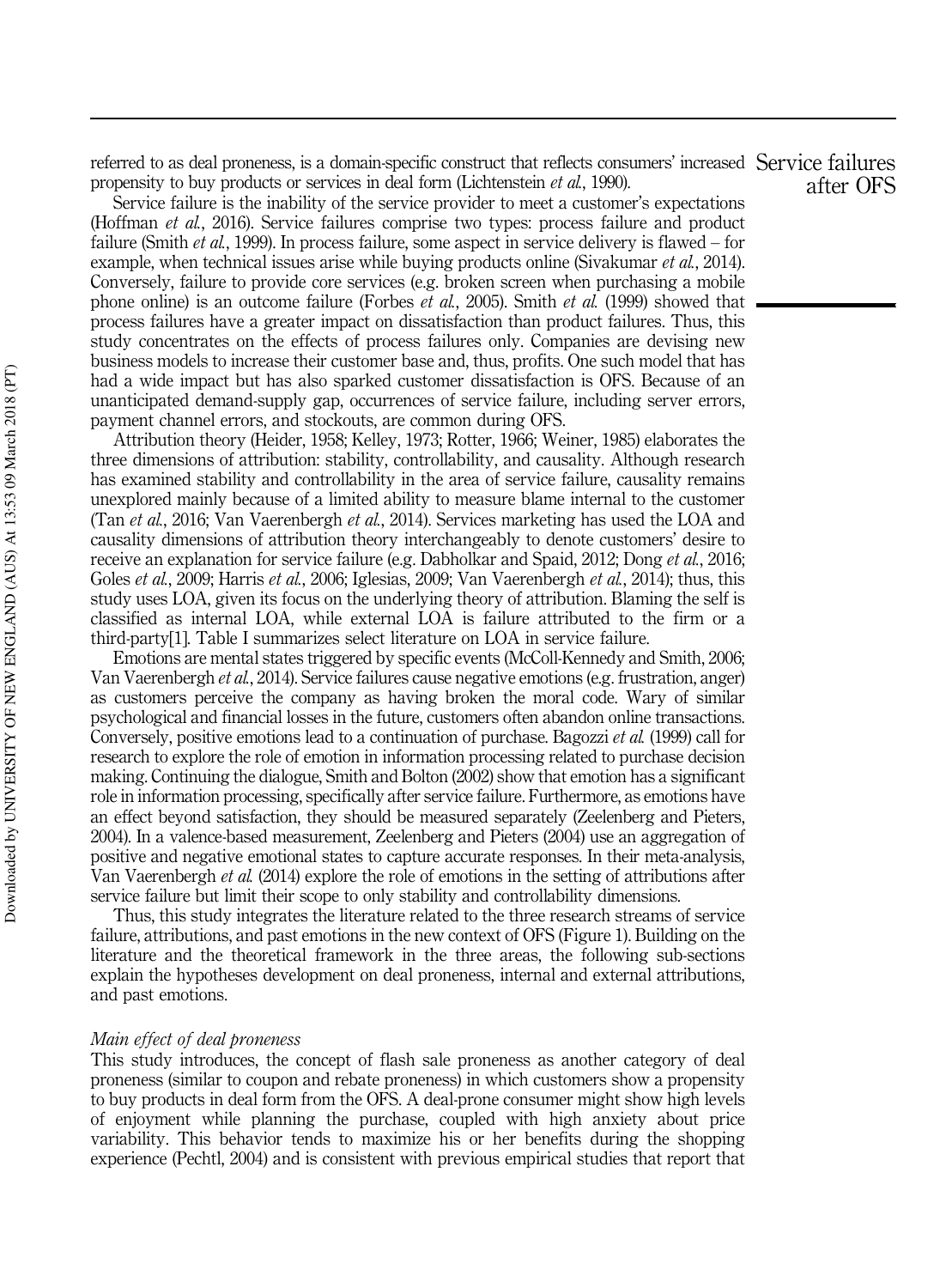referred to as deal proneness, is a domain-specific construct that reflects consumers' increased propensity to buy products or services in deal form (Lichtenstein *et al.*, 1990).

Service failure is the inability of the service provider to meet a customer's expectations (Hoffman *et al.*, 2016). Service failures comprise two types: process failure and product failure (Smith *et al.*, 1999). In process failure, some aspect in service delivery is flawed – for example, when technical issues arise while buying products online (Sivakumar *et al.*, 2014). Conversely, failure to provide core services (e.g. broken screen when purchasing a mobile phone online) is an outcome failure (Forbes *et al.*, 2005). Smith *et al.* (1999) showed that process failures have a greater impact on dissatisfaction than product failures. Thus, this study concentrates on the effects of process failures only. Companies are devising new business models to increase their customer base and, thus, profits. One such model that has had a wide impact but has also sparked customer dissatisfaction is OFS. Because of an unanticipated demand-supply gap, occurrences of service failure, including server errors, payment channel errors, and stockouts, are common during OFS.

Attribution theory (Heider, 1958; Kelley, 1973; Rotter, 1966; Weiner, 1985) elaborates the three dimensions of attribution: stability, controllability, and causality. Although research has examined stability and controllability in the area of service failure, causality remains unexplored mainly because of a limited ability to measure blame internal to the customer (Tan *et al.*, 2016; Van Vaerenbergh *et al.*, 2014). Services marketing has used the LOA and causality dimensions of attribution theory interchangeably to denote customers' desire to receive an explanation for service failure (e.g. Dabholkar and Spaid, 2012; Dong *et al.*, 2016; Goles *et al.*, 2009; Harris *et al.*, 2006; Iglesias, 2009; Van Vaerenbergh *et al.*, 2014); thus, this study uses LOA, given its focus on the underlying theory of attribution. Blaming the self is classified as internal LOA, while external LOA is failure attributed to the firm or a third-party[1]. Table I summarizes select literature on LOA in service failure.

Emotions are mental states triggered by specific events (McColl-Kennedy and Smith, 2006; Van Vaerenbergh *et al.*, 2014). Service failures cause negative emotions (e.g. frustration, anger) as customers perceive the company as having broken the moral code. Wary of similar psychological and financial losses in the future, customers often abandon online transactions. Conversely, positive emotions lead to a continuation of purchase. Bagozzi *et al.* (1999) call for research to explore the role of emotion in information processing related to purchase decision making. Continuing the dialogue, Smith and Bolton (2002) show that emotion has a significant role in information processing, specifically after service failure. Furthermore, as emotions have an effect beyond satisfaction, they should be measured separately (Zeelenberg and Pieters, 2004). In a valence-based measurement, Zeelenberg and Pieters (2004) use an aggregation of positive and negative emotional states to capture accurate responses. In their meta-analysis, Van Vaerenbergh *et al.* (2014) explore the role of emotions in the setting of attributions after service failure but limit their scope to only stability and controllability dimensions.

Thus, this study integrates the literature related to the three research streams of service failure, attributions, and past emotions in the new context of OFS (Figure 1). Building on the literature and the theoretical framework in the three areas, the following sub-sections explain the hypotheses development on deal proneness, internal and external attributions, and past emotions.

### *Main effect of deal proneness*

This study introduces, the concept of flash sale proneness as another category of deal proneness (similar to coupon and rebate proneness) in which customers show a propensity to buy products in deal form from the OFS. A deal-prone consumer might show high levels of enjoyment while planning the purchase, coupled with high anxiety about price variability. This behavior tends to maximize his or her benefits during the shopping experience (Pechtl, 2004) and is consistent with previous empirical studies that report that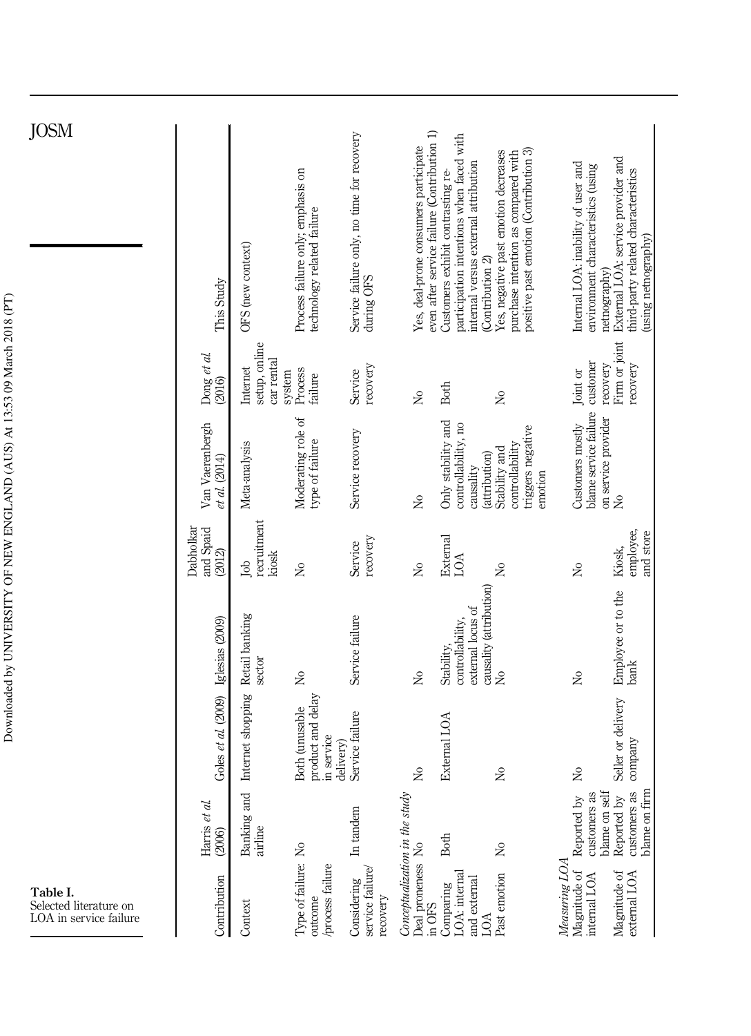Table I. Selected literature on LOA in service failure

| Contribution | Harris *et al.* (2006) | Goles *et al.* (2009) | Iglesias (2009) | Dabholkar and Spaid (2012) | Van Vaerenbergh *et al.* (2014) | Dong *et al.* (2016) | This Study |
|---|---|---|---|---|---|---|---|
| Context | Banking and airline | Internet shopping | Retail banking sector | Job recruitment kiosk | Meta-analysis | Internet setup, online car rental system | OFS (new context) |
| Type of failure: outcome /process failure | No | Both (unusable product and delay in service delivery) | No | No | Moderating role of type of failure | Process failure | Process failure only; emphasis on technology related failure |
| Considering service failure/ recovery | In tandem | Service failure | Service failure | Service recovery | Service recovery | Service recovery | Service failure only, no time for recovery during OFS |
| *Conceptualization in the study* | | | | | | | |
| Deal proneness in OFS | No | No | No | No | No | No | Yes, deal-prone consumers participate even after service failure (Contribution 1) |
| Comparing LOA: internal and external LOA | Both | External LOA | Stability, controllability, external locus of causality (attribution) | External LOA | Only stability and controllability, no causality (attribution) | Both | Customers exhibit contrasting re-participation intentions when faced with internal versus external attribution (Contribution 2) |
| Past emotion | No | No | No | No | Stability and controllability triggers negative emotion | No | Yes, negative past emotion decreases purchase intention as compared with positive past emotion (Contribution 3) |
| *Measuring LOA* | | | | | | | |
| Magnitude of internal LOA | Reported by customers as blame on self | No | No | No | Customers mostly blame service failure on service provider | Joint or customer recovery | Internal LOA: inability of user and environment characteristics (using netnography) |
| Magnitude of external LOA | Reported by customers as blame on firm | Seller or delivery company | Employee or to the bank | Kiosk, employee, and store | No | Firm or joint recovery | External LOA: service provider and third-party related characteristics (using netnography) |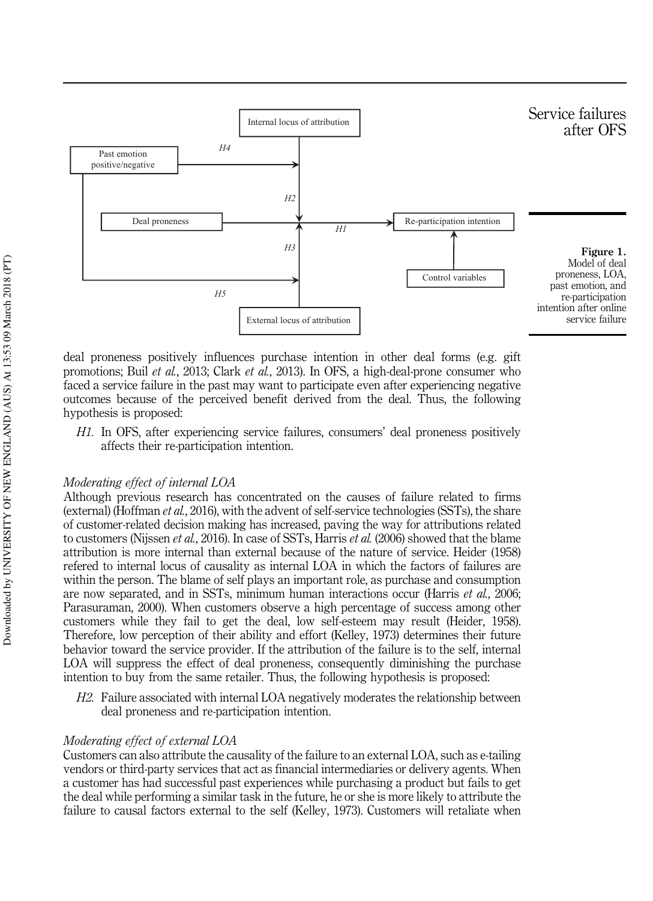Figure 1. Model of deal proneness, LOA, past emotion, and re-participation intention after online service failure

deal proneness positively influences purchase intention in other deal forms (e.g. gift promotions; Buil *et al.*, 2013; Clark *et al.*, 2013). In OFS, a high-deal-prone consumer who faced a service failure in the past may want to participate even after experiencing negative outcomes because of the perceived benefit derived from the deal. Thus, the following hypothesis is proposed:

*H1*. In OFS, after experiencing service failures, consumers' deal proneness positively affects their re-participation intention.

### *Moderating effect of internal LOA*

Although previous research has concentrated on the causes of failure related to firms (external) (Hoffman *et al.*, 2016), with the advent of self-service technologies (SSTs), the share of customer-related decision making has increased, paving the way for attributions related to customers (Nijssen *et al.*, 2016). In case of SSTs, Harris *et al.* (2006) showed that the blame attribution is more internal than external because of the nature of service. Heider (1958) refered to internal locus of causality as internal LOA in which the factors of failures are within the person. The blame of self plays an important role, as purchase and consumption are now separated, and in SSTs, minimum human interactions occur (Harris *et al.*, 2006; Parasuraman, 2000). When customers observe a high percentage of success among other customers while they fail to get the deal, low self-esteem may result (Heider, 1958). Therefore, low perception of their ability and effort (Kelley, 1973) determines their future behavior toward the service provider. If the attribution of the failure is to the self, internal LOA will suppress the effect of deal proneness, consequently diminishing the purchase intention to buy from the same retailer. Thus, the following hypothesis is proposed:

*H2*. Failure associated with internal LOA negatively moderates the relationship between deal proneness and re-participation intention.

### *Moderating effect of external LOA*

Customers can also attribute the causality of the failure to an external LOA, such as e-tailing vendors or third-party services that act as financial intermediaries or delivery agents. When a customer has had successful past experiences while purchasing a product but fails to get the deal while performing a similar task in the future, he or she is more likely to attribute the failure to causal factors external to the self (Kelley, 1973). Customers will retaliate when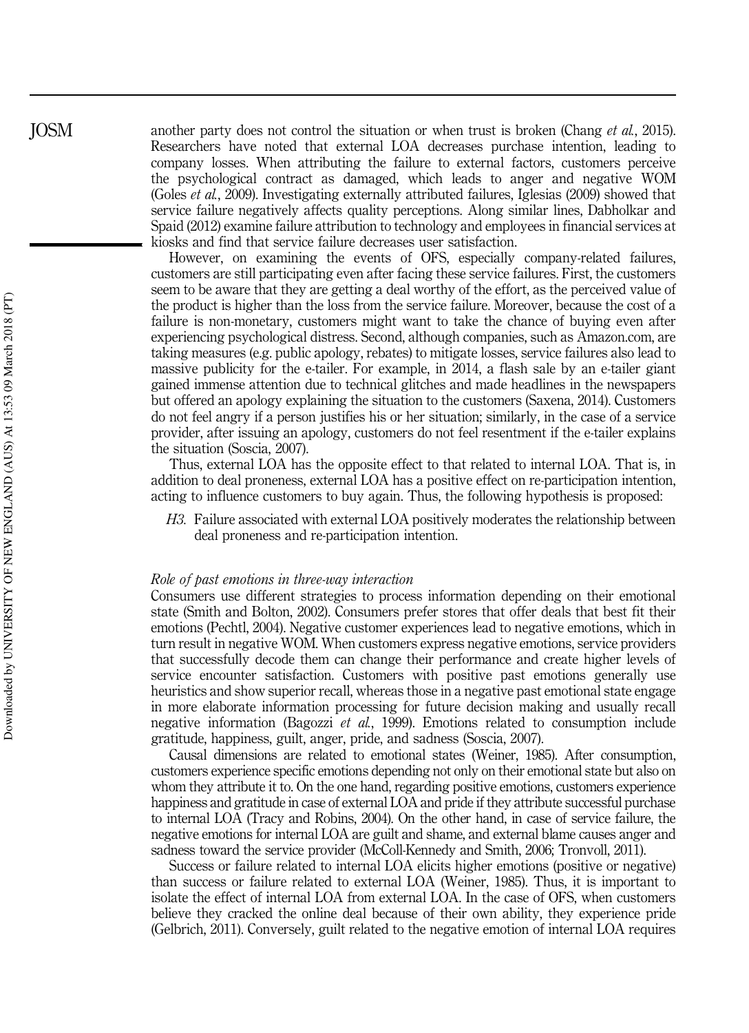another party does not control the situation or when trust is broken (Chang *et al.*, 2015). Researchers have noted that external LOA decreases purchase intention, leading to company losses. When attributing the failure to external factors, customers perceive the psychological contract as damaged, which leads to anger and negative WOM (Goles *et al.*, 2009). Investigating externally attributed failures, Iglesias (2009) showed that service failure negatively affects quality perceptions. Along similar lines, Dabholkar and Spaid (2012) examine failure attribution to technology and employees in financial services at kiosks and find that service failure decreases user satisfaction.

However, on examining the events of OFS, especially company-related failures, customers are still participating even after facing these service failures. First, the customers seem to be aware that they are getting a deal worthy of the effort, as the perceived value of the product is higher than the loss from the service failure. Moreover, because the cost of a failure is non-monetary, customers might want to take the chance of buying even after experiencing psychological distress. Second, although companies, such as Amazon.com, are taking measures (e.g. public apology, rebates) to mitigate losses, service failures also lead to massive publicity for the e-tailer. For example, in 2014, a flash sale by an e-tailer giant gained immense attention due to technical glitches and made headlines in the newspapers but offered an apology explaining the situation to the customers (Saxena, 2014). Customers do not feel angry if a person justifies his or her situation; similarly, in the case of a service provider, after issuing an apology, customers do not feel resentment if the e-tailer explains the situation (Soscia, 2007).

Thus, external LOA has the opposite effect to that related to internal LOA. That is, in addition to deal proneness, external LOA has a positive effect on re-participation intention, acting to influence customers to buy again. Thus, the following hypothesis is proposed:

> *H3.* Failure associated with external LOA positively moderates the relationship between deal proneness and re-participation intention.

### *Role of past emotions in three-way interaction*

Consumers use different strategies to process information depending on their emotional state (Smith and Bolton, 2002). Consumers prefer stores that offer deals that best fit their emotions (Pechtl, 2004). Negative customer experiences lead to negative emotions, which in turn result in negative WOM. When customers express negative emotions, service providers that successfully decode them can change their performance and create higher levels of service encounter satisfaction. Customers with positive past emotions generally use heuristics and show superior recall, whereas those in a negative past emotional state engage in more elaborate information processing for future decision making and usually recall negative information (Bagozzi *et al.*, 1999). Emotions related to consumption include gratitude, happiness, guilt, anger, pride, and sadness (Soscia, 2007).

Causal dimensions are related to emotional states (Weiner, 1985). After consumption, customers experience specific emotions depending not only on their emotional state but also on whom they attribute it to. On the one hand, regarding positive emotions, customers experience happiness and gratitude in case of external LOA and pride if they attribute successful purchase to internal LOA (Tracy and Robins, 2004). On the other hand, in case of service failure, the negative emotions for internal LOA are guilt and shame, and external blame causes anger and sadness toward the service provider (McColl-Kennedy and Smith, 2006; Tronvoll, 2011).

Success or failure related to internal LOA elicits higher emotions (positive or negative) than success or failure related to external LOA (Weiner, 1985). Thus, it is important to isolate the effect of internal LOA from external LOA. In the case of OFS, when customers believe they cracked the online deal because of their own ability, they experience pride (Gelbrich, 2011). Conversely, guilt related to the negative emotion of internal LOA requires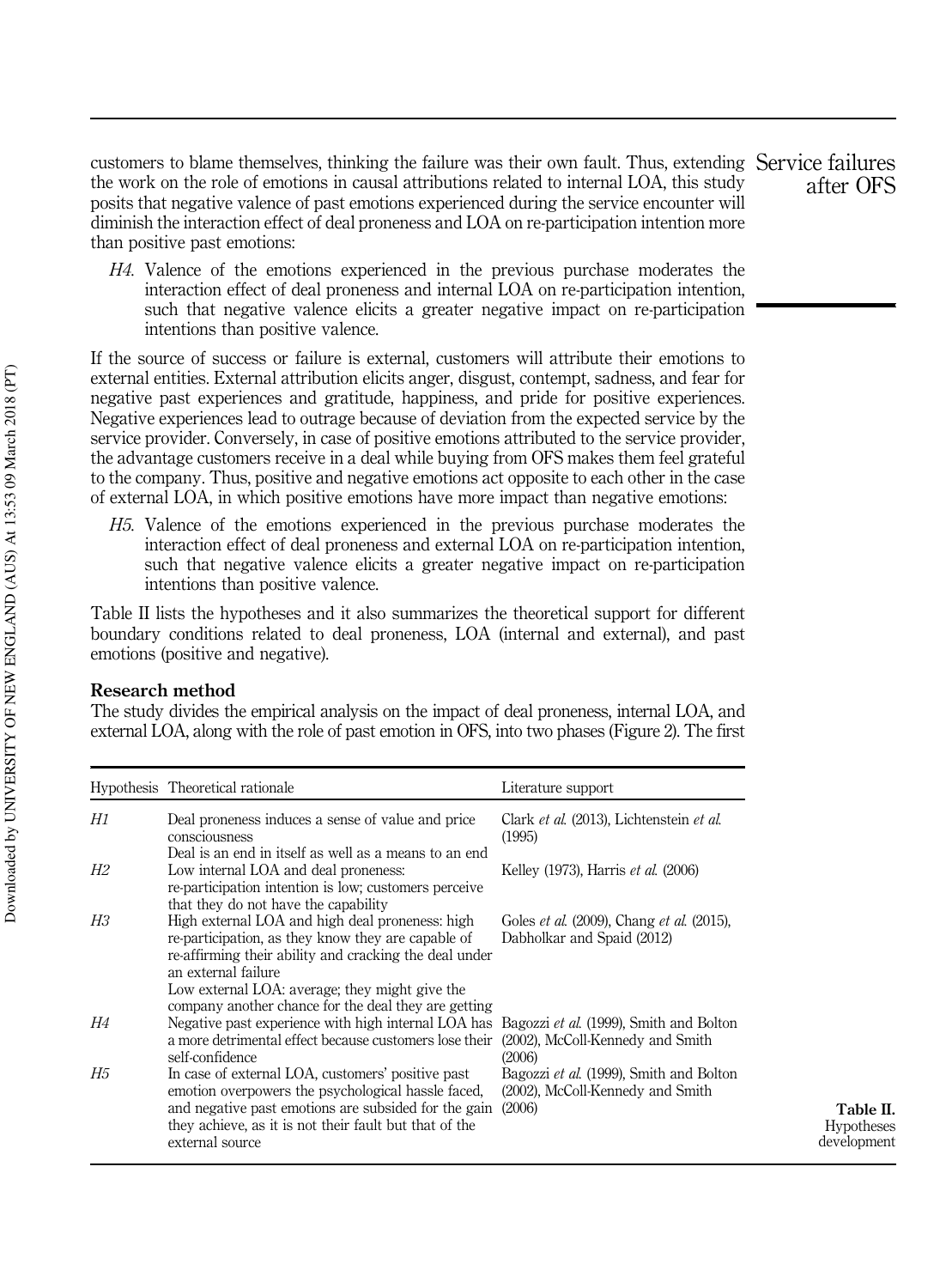customers to blame themselves, thinking the failure was their own fault. Thus, extending the work on the role of emotions in causal attributions related to internal LOA, this study posits that negative valence of past emotions experienced during the service encounter will diminish the interaction effect of deal proneness and LOA on re-participation intention more than positive past emotions:

> *H4*. Valence of the emotions experienced in the previous purchase moderates the interaction effect of deal proneness and internal LOA on re-participation intention, such that negative valence elicits a greater negative impact on re-participation intentions than positive valence.

If the source of success or failure is external, customers will attribute their emotions to external entities. External attribution elicits anger, disgust, contempt, sadness, and fear for negative past experiences and gratitude, happiness, and pride for positive experiences. Negative experiences lead to outrage because of deviation from the expected service by the service provider. Conversely, in case of positive emotions attributed to the service provider, the advantage customers receive in a deal while buying from OFS makes them feel grateful to the company. Thus, positive and negative emotions act opposite to each other in the case of external LOA, in which positive emotions have more impact than negative emotions:

> *H5*. Valence of the emotions experienced in the previous purchase moderates the interaction effect of deal proneness and external LOA on re-participation intention, such that negative valence elicits a greater negative impact on re-participation intentions than positive valence.

Table II lists the hypotheses and it also summarizes the theoretical support for different boundary conditions related to deal proneness, LOA (internal and external), and past emotions (positive and negative).

### Research method

The study divides the empirical analysis on the impact of deal proneness, internal LOA, and external LOA, along with the role of past emotion in OFS, into two phases (Figure 2). The first

| Hypothesis | Theoretical rationale | Literature support |
|---|---|---|
| *H1* | Deal proneness induces a sense of value and price consciousness<br>Deal is an end in itself as well as a means to an end | Clark *et al.* (2013), Lichtenstein *et al.* (1995) |
| *H2* | Low internal LOA and deal proneness: re-participation intention is low; customers perceive that they do not have the capability | Kelley (1973), Harris *et al.* (2006) |
| *H3* | High external LOA and high deal proneness: high re-participation, as they know they are capable of re-affirming their ability and cracking the deal under an external failure<br>Low external LOA: average; they might give the company another chance for the deal they are getting | Goles *et al.* (2009), Chang *et al.* (2015), Dabholkar and Spaid (2012) |
| *H4* | Negative past experience with high internal LOA has a more detrimental effect because customers lose their self-confidence | Bagozzi *et al.* (1999), Smith and Bolton (2002), McColl-Kennedy and Smith (2006) |
| *H5* | In case of external LOA, customers' positive past emotion overpowers the psychological hassle faced, and negative past emotions are subsided for the gain they achieve, as it is not their fault but that of the external source | Bagozzi *et al.* (1999), Smith and Bolton (2002), McColl-Kennedy and Smith (2006) |

**Table II.** Hypotheses development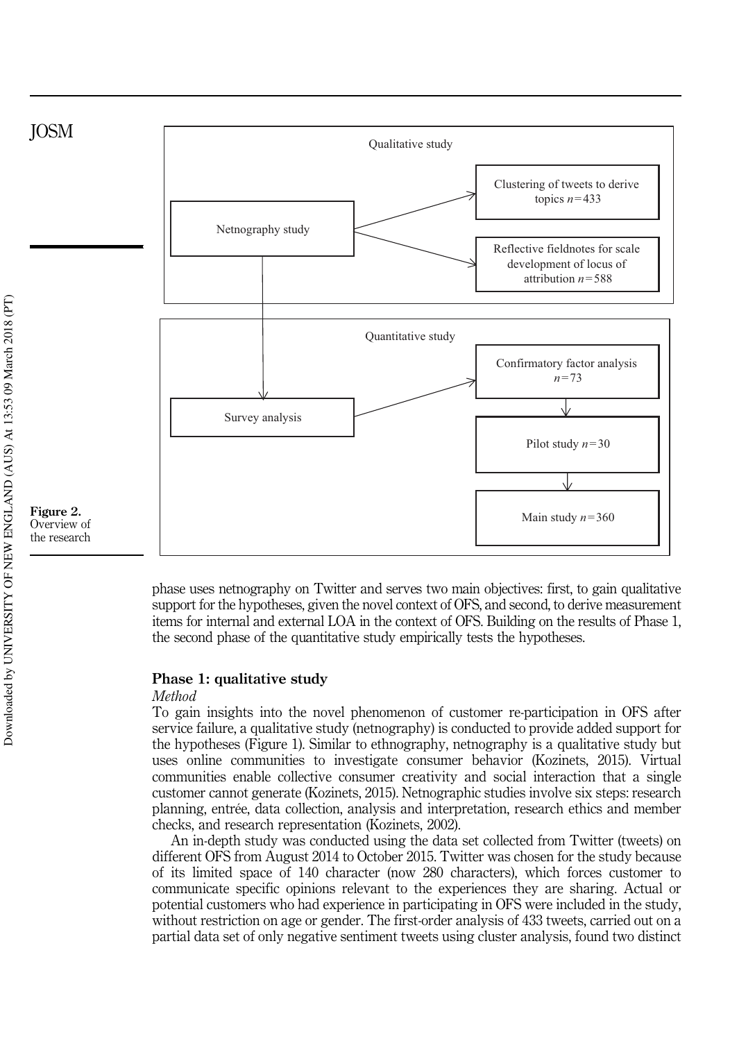Qualitative study

Netnography study

Clustering of tweets to derive topics $n=433$

Reflective fieldnotes for scale development of locus of attribution $n=588$

Quantitative study

Survey analysis

Confirmatory factor analysis $n=73$

Pilot study $n=30$

Main study $n=360$

**Figure 2.** Overview of the research

phase uses netnography on Twitter and serves two main objectives: first, to gain qualitative support for the hypotheses, given the novel context of OFS, and second, to derive measurement items for internal and external LOA in the context of OFS. Building on the results of Phase 1, the second phase of the quantitative study empirically tests the hypotheses.

## Phase 1: qualitative study

*Method*

To gain insights into the novel phenomenon of customer re-participation in OFS after service failure, a qualitative study (netnography) is conducted to provide added support for the hypotheses (Figure 1). Similar to ethnography, netnography is a qualitative study but uses online communities to investigate consumer behavior (Kozinets, 2015). Virtual communities enable collective consumer creativity and social interaction that a single customer cannot generate (Kozinets, 2015). Netnographic studies involve six steps: research planning, entrée, data collection, analysis and interpretation, research ethics and member checks, and research representation (Kozinets, 2002).

An in-depth study was conducted using the data set collected from Twitter (tweets) on different OFS from August 2014 to October 2015. Twitter was chosen for the study because of its limited space of 140 character (now 280 characters), which forces customer to communicate specific opinions relevant to the experiences they are sharing. Actual or potential customers who had experience in participating in OFS were included in the study, without restriction on age or gender. The first-order analysis of 433 tweets, carried out on a partial data set of only negative sentiment tweets using cluster analysis, found two distinct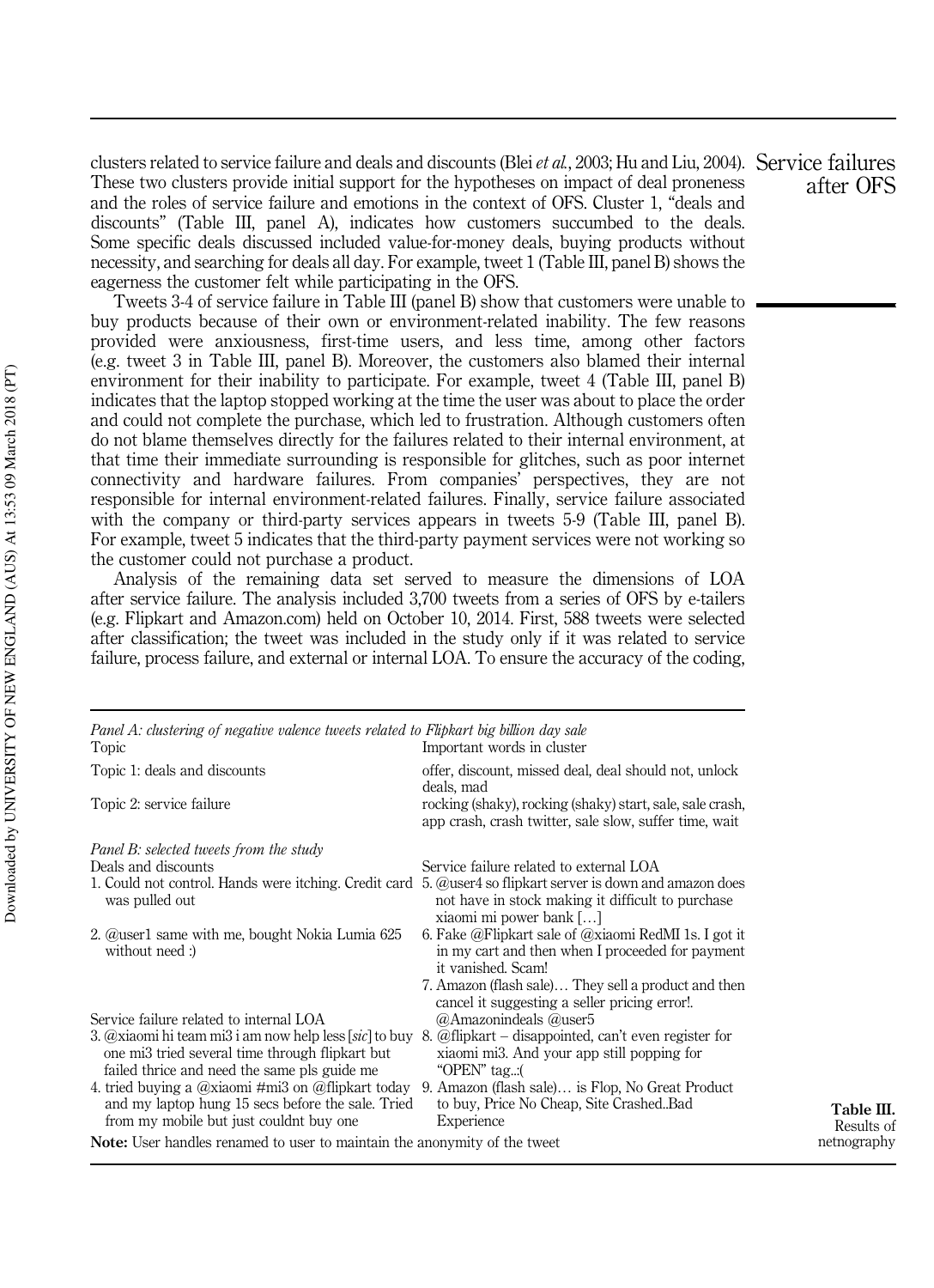clusters related to service failure and deals and discounts (Blei *et al.*, 2003; Hu and Liu, 2004). These two clusters provide initial support for the hypotheses on impact of deal proneness and the roles of service failure and emotions in the context of OFS. Cluster 1, "deals and discounts" (Table III, panel A), indicates how customers succumbed to the deals. Some specific deals discussed included value-for-money deals, buying products without necessity, and searching for deals all day. For example, tweet 1 (Table III, panel B) shows the eagerness the customer felt while participating in the OFS.

Tweets 3-4 of service failure in Table III (panel B) show that customers were unable to buy products because of their own or environment-related inability. The few reasons provided were anxiousness, first-time users, and less time, among other factors (e.g. tweet 3 in Table III, panel B). Moreover, the customers also blamed their internal environment for their inability to participate. For example, tweet 4 (Table III, panel B) indicates that the laptop stopped working at the time the user was about to place the order and could not complete the purchase, which led to frustration. Although customers often do not blame themselves directly for the failures related to their internal environment, at that time their immediate surrounding is responsible for glitches, such as poor internet connectivity and hardware failures. From companies' perspectives, they are not responsible for internal environment-related failures. Finally, service failure associated with the company or third-party services appears in tweets 5-9 (Table III, panel B). For example, tweet 5 indicates that the third-party payment services were not working so the customer could not purchase a product.

Analysis of the remaining data set served to measure the dimensions of LOA after service failure. The analysis included 3,700 tweets from a series of OFS by e-tailers (e.g. Flipkart and Amazon.com) held on October 10, 2014. First, 588 tweets were selected after classification; the tweet was included in the study only if it was related to service failure, process failure, and external or internal LOA. To ensure the accuracy of the coding,

**Table III.** Results of netnography

| *Panel A: clustering of negative valence tweets related to Flipkart big billion day sale* | |
|---|---|
| Topic | Important words in cluster |
| Topic 1: deals and discounts | offer, discount, missed deal, deal should not, unlock deals, mad |
| Topic 2: service failure | rocking (shaky), rocking (shaky) start, sale, sale crash, app crash, crash twitter, sale slow, suffer time, wait |
| *Panel B: selected tweets from the study* | |
| Deals and discounts | Service failure related to external LOA |
| 1. Could not control. Hands were itching. Credit card was pulled out | 5. @user4 so flipkart server is down and amazon does not have in stock making it difficult to purchase xiaomi mi power bank […] |
| 2. @user1 same with me, bought Nokia Lumia 625 without need :) | 6. Fake @Flipkart sale of @xiaomi RedMI 1s. I got it in my cart and then when I proceeded for payment it vanished. Scam! |
| | 7. Amazon (flash sale)… They sell a product and then cancel it suggesting a seller pricing error!. @Amazonindeals @user5 |
| Service failure related to internal LOA | |
| 3. @xiaomi hi team mi3 i am now help less [*sic*] to buy one mi3 tried several time through flipkart but failed thrice and need the same pls guide me | 8. @flipkart – disappointed, can't even register for xiaomi mi3. And your app still popping for "OPEN" tag..:( |
| 4. tried buying a @xiaomi #mi3 on @flipkart today and my laptop hung 15 secs before the sale. Tried from my mobile but just couldnt buy one | 9. Amazon (flash sale)… is Flop, No Great Product to buy, Price No Cheap, Site Crashed..Bad Experience |

**Note:** User handles renamed to user to maintain the anonymity of the tweet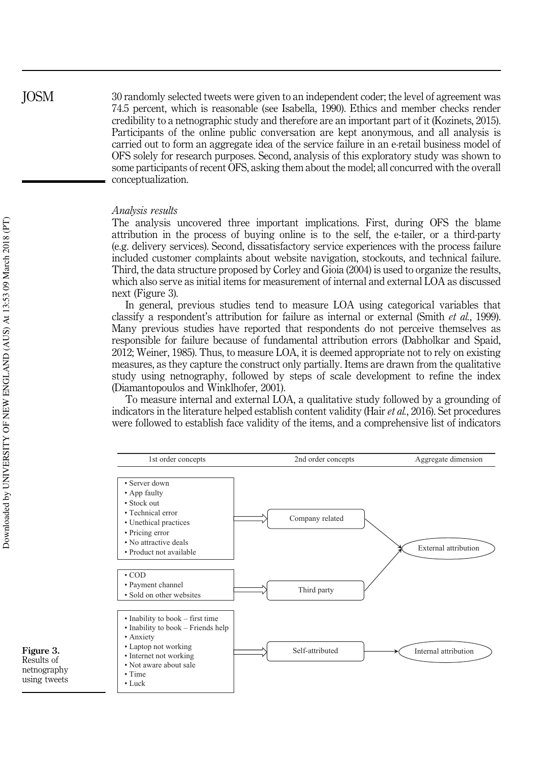30 randomly selected tweets were given to an independent coder; the level of agreement was 74.5 percent, which is reasonable (see Isabella, 1990). Ethics and member checks render credibility to a netnographic study and therefore are an important part of it (Kozinets, 2015). Participants of the online public conversation are kept anonymous, and all analysis is carried out to form an aggregate idea of the service failure in an e-retail business model of OFS solely for research purposes. Second, analysis of this exploratory study was shown to some participants of recent OFS, asking them about the model; all concurred with the overall conceptualization.

*Analysis results*

The analysis uncovered three important implications. First, during OFS the blame attribution in the process of buying online is to the self, the e-tailer, or a third-party (e.g. delivery services). Second, dissatisfactory service experiences with the process failure included customer complaints about website navigation, stockouts, and technical failure. Third, the data structure proposed by Corley and Gioia (2004) is used to organize the results, which also serve as initial items for measurement of internal and external LOA as discussed next (Figure 3).

In general, previous studies tend to measure LOA using categorical variables that classify a respondent's attribution for failure as internal or external (Smith *et al.*, 1999). Many previous studies have reported that respondents do not perceive themselves as responsible for failure because of fundamental attribution errors (Dabholkar and Spaid, 2012; Weiner, 1985). Thus, to measure LOA, it is deemed appropriate not to rely on existing measures, as they capture the construct only partially. Items are drawn from the qualitative study using netnography, followed by steps of scale development to refine the index (Diamantopoulos and Winklhofer, 2001).

To measure internal and external LOA, a qualitative study followed by a grounding of indicators in the literature helped establish content validity (Hair *et al.*, 2016). Set procedures were followed to establish face validity of the items, and a comprehensive list of indicators

| 1st order concepts | 2nd order concepts | Aggregate dimension |
|---|---|---|
| • Server down<br>• App faulty<br>• Stock out<br>• Technical error<br>• Unethical practices<br>• Pricing error<br>• No attractive deals<br>• Product not available | Company related | External attribution |
| • COD<br>• Payment channel<br>• Sold on other websites | Third party | External attribution |
| • Inability to book – first time<br>• Inability to book – Friends help<br>• Anxiety<br>• Laptop not working<br>• Internet not working<br>• Not aware about sale<br>• Time<br>• Luck | Self-attributed | Internal attribution |

**Figure 3.** Results of netnography using tweets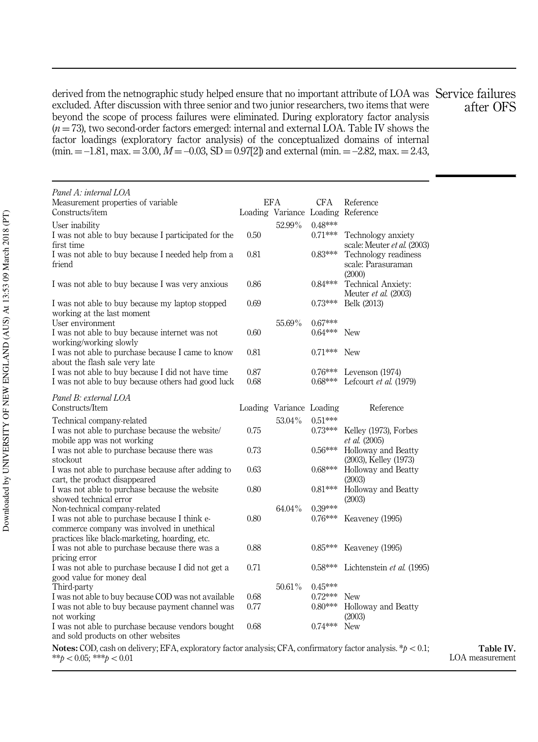derived from the netnographic study helped ensure that no important attribute of LOA was excluded. After discussion with three senior and two junior researchers, two items that were beyond the scope of process failures were eliminated. During exploratory factor analysis ($n = 73$), two second-order factors emerged: internal and external LOA. Table IV shows the factor loadings (exploratory factor analysis) of the conceptualized domains of internal (min. = −1.81, max. = 3.00, $M = -0.03$, SD = 0.97[2]) and external (min. = −2.82, max. = 2.43,

| *Panel A: internal LOA* | | | | |
|---|---|---|---|---|
| Measurement properties of variable | EFA | | CFA | Reference |
| Constructs/item | Loading | Variance | Loading | Reference |
| User inability | | 52.99% | 0.48*** | |
| I was not able to buy because I participated for the first time | 0.50 | | 0.71*** | Technology anxiety scale: Meuter *et al.* (2003) |
| I was not able to buy because I needed help from a friend | 0.81 | | 0.83*** | Technology readiness scale: Parasuraman (2000) |
| I was not able to buy because I was very anxious | 0.86 | | 0.84*** | Technical Anxiety: Meuter *et al.* (2003) |
| I was not able to buy because my laptop stopped working at the last moment | 0.69 | | 0.73*** | Belk (2013) |
| User environment | | 55.69% | 0.67*** | |
| I was not able to buy because internet was not working/working slowly | 0.60 | | 0.64*** | New |
| I was not able to purchase because I came to know about the flash sale very late | 0.81 | | 0.71*** | New |
| I was not able to buy because I did not have time | 0.87 | | 0.76*** | Levenson (1974) |
| I was not able to buy because others had good luck | 0.68 | | 0.68*** | Lefcourt *et al.* (1979) |
| *Panel B: external LOA* | | | | |
| Constructs/Item | Loading | Variance | Loading | Reference |
| Technical company-related | | 53.04% | 0.51*** | |
| I was not able to purchase because the website/mobile app was not working | 0.75 | | 0.73*** | Kelley (1973), Forbes *et al.* (2005) |
| I was not able to purchase because there was stockout | 0.73 | | 0.56*** | Holloway and Beatty (2003), Kelley (1973) |
| I was not able to purchase because after adding to cart, the product disappeared | 0.63 | | 0.68*** | Holloway and Beatty (2003) |
| I was not able to purchase because the website showed technical error | 0.80 | | 0.81*** | Holloway and Beatty (2003) |
| Non-technical company-related | | 64.04% | 0.39*** | |
| I was not able to purchase because I think e-commerce company was involved in unethical practices like black-marketing, hoarding, etc. | 0.80 | | 0.76*** | Keaveney (1995) |
| I was not able to purchase because there was a pricing error | 0.88 | | 0.85*** | Keaveney (1995) |
| I was not able to purchase because I did not get a good value for money deal | 0.71 | | 0.58*** | Lichtenstein *et al.* (1995) |
| Third-party | | 50.61% | 0.45*** | |
| I was not able to buy because COD was not available | 0.68 | | 0.72*** | New |
| I was not able to buy because payment channel was not working | 0.77 | | 0.80*** | Holloway and Beatty (2003) |
| I was not able to purchase because vendors bought and sold products on other websites | 0.68 | | 0.74*** | New |

**Notes:** COD, cash on delivery; EFA, exploratory factor analysis; CFA, confirmatory factor analysis. $*p < 0.1$; $**p < 0.05$; $***p < 0.01$

**Table IV.** LOA measurement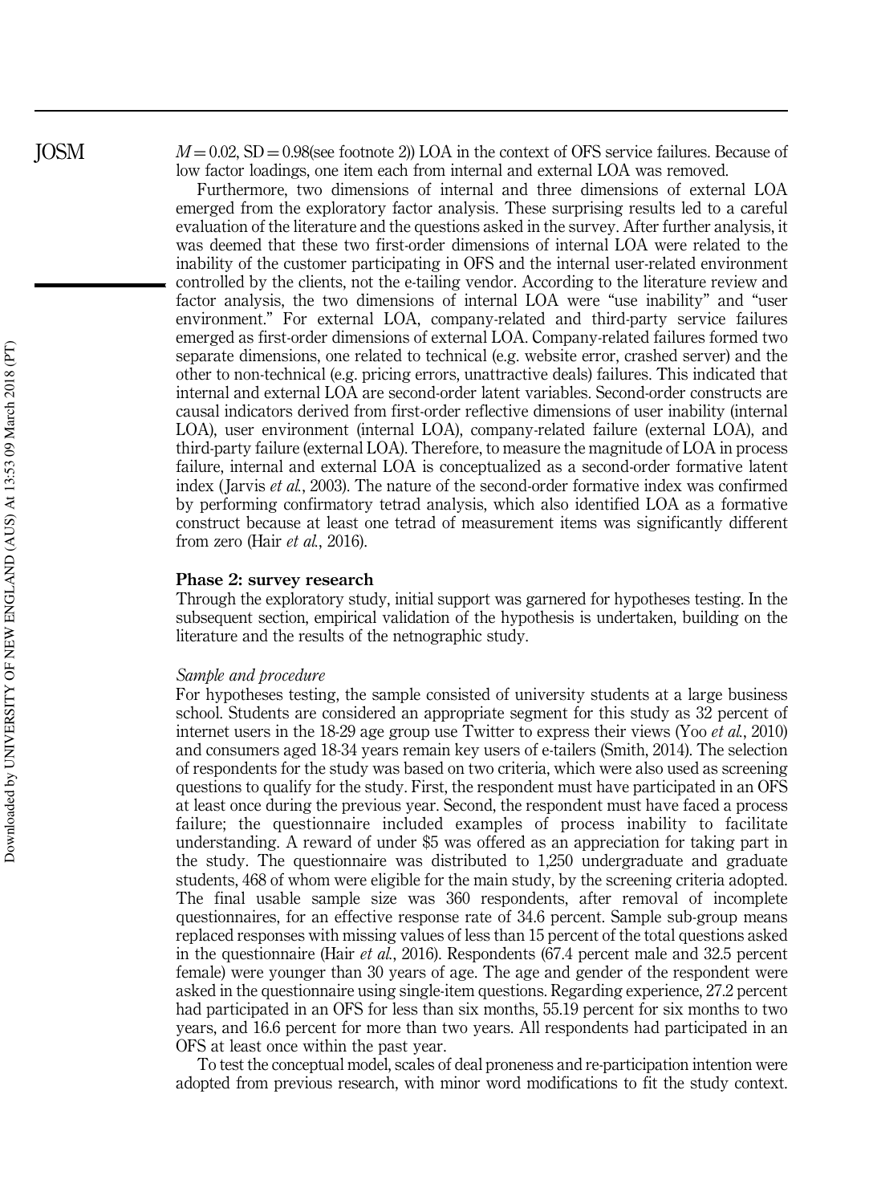$M = 0.02$, SD $= 0.98$(see footnote 2)) LOA in the context of OFS service failures. Because of low factor loadings, one item each from internal and external LOA was removed.

Furthermore, two dimensions of internal and three dimensions of external LOA emerged from the exploratory factor analysis. These surprising results led to a careful evaluation of the literature and the questions asked in the survey. After further analysis, it was deemed that these two first-order dimensions of internal LOA were related to the inability of the customer participating in OFS and the internal user-related environment controlled by the clients, not the e-tailing vendor. According to the literature review and factor analysis, the two dimensions of internal LOA were "use inability" and "user environment." For external LOA, company-related and third-party service failures emerged as first-order dimensions of external LOA. Company-related failures formed two separate dimensions, one related to technical (e.g. website error, crashed server) and the other to non-technical (e.g. pricing errors, unattractive deals) failures. This indicated that internal and external LOA are second-order latent variables. Second-order constructs are causal indicators derived from first-order reflective dimensions of user inability (internal LOA), user environment (internal LOA), company-related failure (external LOA), and third-party failure (external LOA). Therefore, to measure the magnitude of LOA in process failure, internal and external LOA is conceptualized as a second-order formative latent index (Jarvis *et al.*, 2003). The nature of the second-order formative index was confirmed by performing confirmatory tetrad analysis, which also identified LOA as a formative construct because at least one tetrad of measurement items was significantly different from zero (Hair *et al.*, 2016).

## Phase 2: survey research

Through the exploratory study, initial support was garnered for hypotheses testing. In the subsequent section, empirical validation of the hypothesis is undertaken, building on the literature and the results of the netnographic study.

### *Sample and procedure*

For hypotheses testing, the sample consisted of university students at a large business school. Students are considered an appropriate segment for this study as 32 percent of internet users in the 18-29 age group use Twitter to express their views (Yoo *et al.*, 2010) and consumers aged 18-34 years remain key users of e-tailers (Smith, 2014). The selection of respondents for the study was based on two criteria, which were also used as screening questions to qualify for the study. First, the respondent must have participated in an OFS at least once during the previous year. Second, the respondent must have faced a process failure; the questionnaire included examples of process inability to facilitate understanding. A reward of under $5 was offered as an appreciation for taking part in the study. The questionnaire was distributed to 1,250 undergraduate and graduate students, 468 of whom were eligible for the main study, by the screening criteria adopted. The final usable sample size was 360 respondents, after removal of incomplete questionnaires, for an effective response rate of 34.6 percent. Sample sub-group means replaced responses with missing values of less than 15 percent of the total questions asked in the questionnaire (Hair *et al.*, 2016). Respondents (67.4 percent male and 32.5 percent female) were younger than 30 years of age. The age and gender of the respondent were asked in the questionnaire using single-item questions. Regarding experience, 27.2 percent had participated in an OFS for less than six months, 55.19 percent for six months to two years, and 16.6 percent for more than two years. All respondents had participated in an OFS at least once within the past year.

To test the conceptual model, scales of deal proneness and re-participation intention were adopted from previous research, with minor word modifications to fit the study context.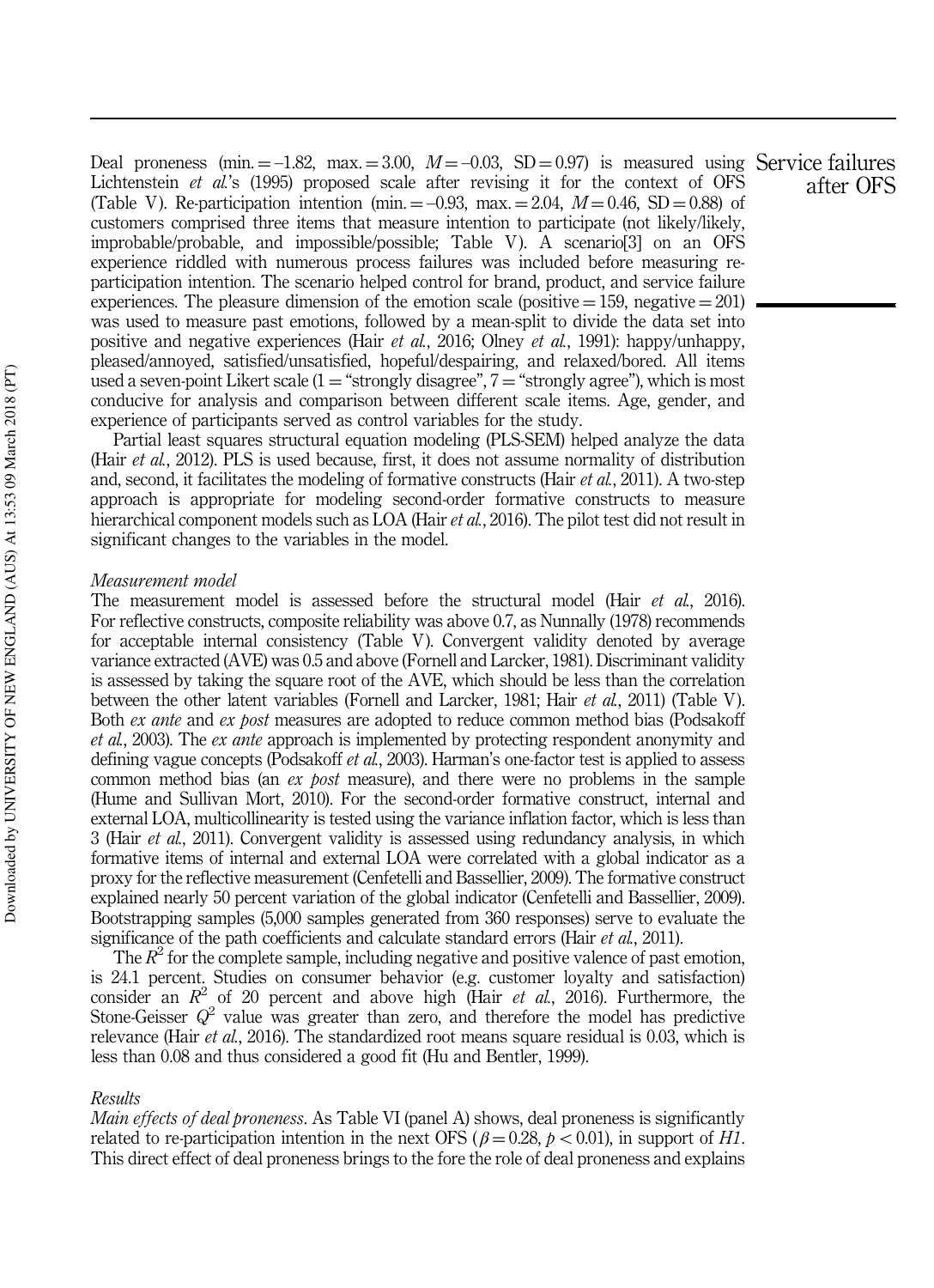Deal proneness (min. = –1.82, max. = 3.00, $M$ = –0.03, SD = 0.97) is measured using Lichtenstein *et al.*'s (1995) proposed scale after revising it for the context of OFS (Table V). Re-participation intention (min. = –0.93, max. = 2.04, $M$ = 0.46, SD = 0.88) of customers comprised three items that measure intention to participate (not likely/likely, improbable/probable, and impossible/possible; Table V). A scenario[3] on an OFS experience riddled with numerous process failures was included before measuring re-participation intention. The scenario helped control for brand, product, and service failure experiences. The pleasure dimension of the emotion scale (positive = 159, negative = 201) was used to measure past emotions, followed by a mean-split to divide the data set into positive and negative experiences (Hair *et al.*, 2016; Olney *et al.*, 1991): happy/unhappy, pleased/annoyed, satisfied/unsatisfied, hopeful/despairing, and relaxed/bored. All items used a seven-point Likert scale (1 = "strongly disagree", 7 = "strongly agree"), which is most conducive for analysis and comparison between different scale items. Age, gender, and experience of participants served as control variables for the study.

Partial least squares structural equation modeling (PLS-SEM) helped analyze the data (Hair *et al.*, 2012). PLS is used because, first, it does not assume normality of distribution and, second, it facilitates the modeling of formative constructs (Hair *et al.*, 2011). A two-step approach is appropriate for modeling second-order formative constructs to measure hierarchical component models such as LOA (Hair *et al.*, 2016). The pilot test did not result in significant changes to the variables in the model.

*Measurement model*

The measurement model is assessed before the structural model (Hair *et al.*, 2016). For reflective constructs, composite reliability was above 0.7, as Nunnally (1978) recommends for acceptable internal consistency (Table V). Convergent validity denoted by average variance extracted (AVE) was 0.5 and above (Fornell and Larcker, 1981). Discriminant validity is assessed by taking the square root of the AVE, which should be less than the correlation between the other latent variables (Fornell and Larcker, 1981; Hair *et al.*, 2011) (Table V). Both *ex ante* and *ex post* measures are adopted to reduce common method bias (Podsakoff *et al.*, 2003). The *ex ante* approach is implemented by protecting respondent anonymity and defining vague concepts (Podsakoff *et al.*, 2003). Harman's one-factor test is applied to assess common method bias (an *ex post* measure), and there were no problems in the sample (Hume and Sullivan Mort, 2010). For the second-order formative construct, internal and external LOA, multicollinearity is tested using the variance inflation factor, which is less than 3 (Hair *et al.*, 2011). Convergent validity is assessed using redundancy analysis, in which formative items of internal and external LOA were correlated with a global indicator as a proxy for the reflective measurement (Cenfetelli and Bassellier, 2009). The formative construct explained nearly 50 percent variation of the global indicator (Cenfetelli and Bassellier, 2009). Bootstrapping samples (5,000 samples generated from 360 responses) serve to evaluate the significance of the path coefficients and calculate standard errors (Hair *et al.*, 2011).

The $R^2$ for the complete sample, including negative and positive valence of past emotion, is 24.1 percent. Studies on consumer behavior (e.g. customer loyalty and satisfaction) consider an $R^2$ of 20 percent and above high (Hair *et al.*, 2016). Furthermore, the Stone-Geisser $Q^2$ value was greater than zero, and therefore the model has predictive relevance (Hair *et al.*, 2016). The standardized root means square residual is 0.03, which is less than 0.08 and thus considered a good fit (Hu and Bentler, 1999).

*Results*

*Main effects of deal proneness*. As Table VI (panel A) shows, deal proneness is significantly related to re-participation intention in the next OFS ($\beta = 0.28$, $p < 0.01$), in support of *H1*. This direct effect of deal proneness brings to the fore the role of deal proneness and explains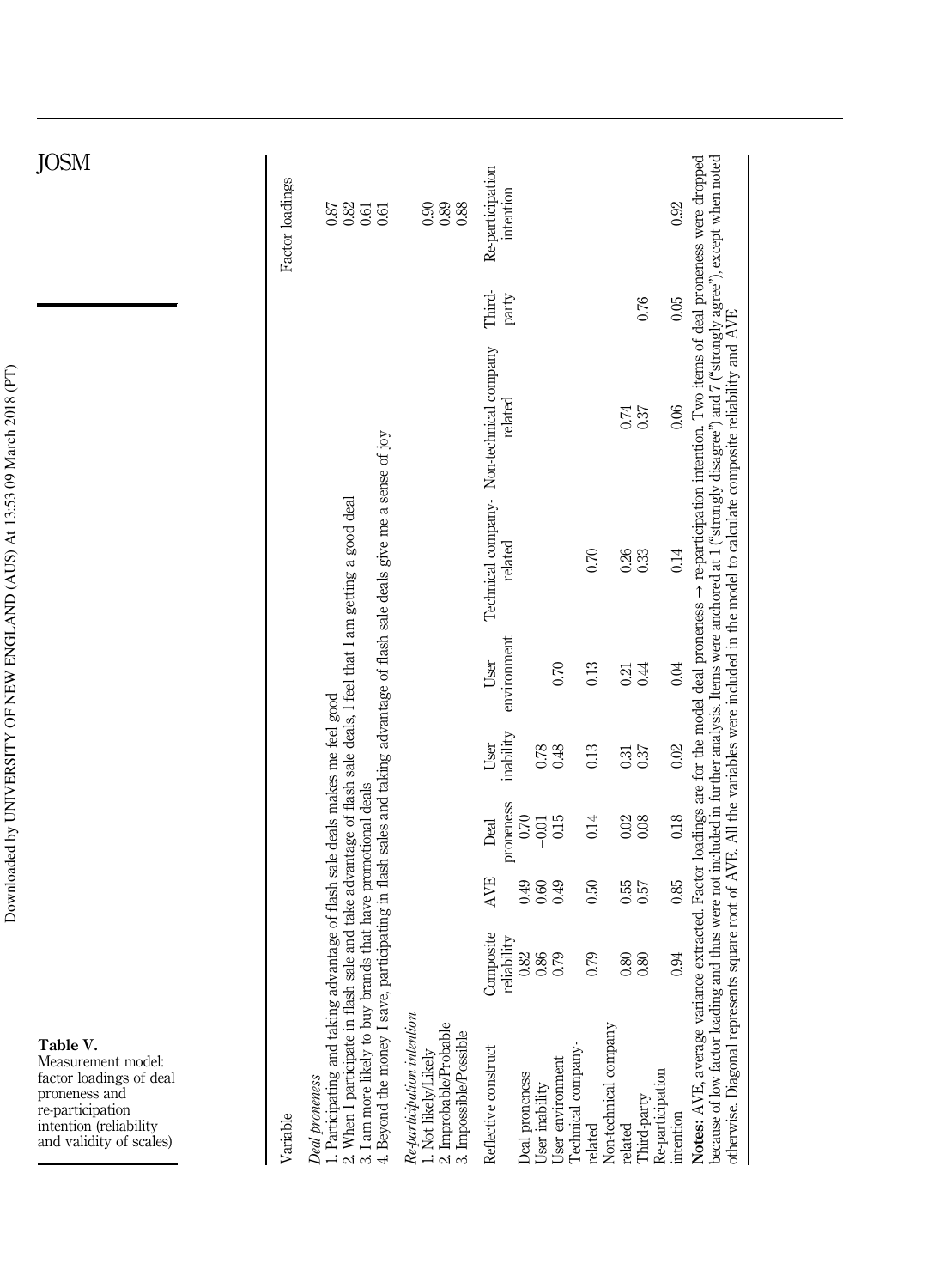**Table V.** Measurement model: factor loadings of deal proneness and re-participation intention (reliability and validity of scales)

| Variable | Factor loadings |
|---|---|
| *Deal proneness* | |
| 1. Participating and taking advantage of flash sale deals makes me feel good | 0.87 |
| 2. When I participate in flash sale and take advantage of flash sale deals, I feel that I am getting a good deal | 0.82 |
| 3. I am more likely to buy brands that have promotional deals | 0.61 |
| 4. Beyond the money I save, participating in flash sales and taking advantage of flash sale deals give me a sense of joy | 0.61 |
| *Re-participation intention* | |
| 1. Not likely/Likely | 0.90 |
| 2. Improbable/Probable | 0.89 |
| 3. Impossible/Possible | 0.88 |

| Reflective construct | Composite reliability | AVE | Deal proneness | User inability | User environment | Technical company-related | Non-technical company related | Third-party | Re-participation intention |
|---|---|---|---|---|---|---|---|---|---|
| Deal proneness | 0.82 | 0.49 | 0.70 | | | | | | |
| User inability | 0.86 | 0.60 | −0.01 | 0.78 | | | | | |
| User environment | 0.79 | 0.49 | 0.15 | 0.48 | 0.70 | | | | |
| Technical company-related | 0.79 | 0.50 | 0.14 | 0.13 | 0.13 | 0.70 | | | |
| Non-technical company related | 0.80 | 0.55 | 0.02 | 0.31 | 0.21 | 0.26 | 0.74 | | |
| Third-party | 0.80 | 0.57 | 0.08 | 0.37 | 0.44 | 0.33 | 0.37 | 0.76 | |
| Re-participation intention | 0.94 | 0.85 | 0.18 | 0.02 | 0.04 | 0.14 | 0.06 | 0.05 | 0.92 |

**Notes:** AVE, average variance extracted. Factor loadings are for the model deal proneness → re-participation intention. Two items of deal proneness were dropped because of low factor loading and thus were not included in further analysis. Items were anchored at 1 ("strongly disagree") and 7 ("strongly agree"), except when noted otherwise. Diagonal represents square root of AVE. All the variables were included in the model to calculate composite reliability and AVE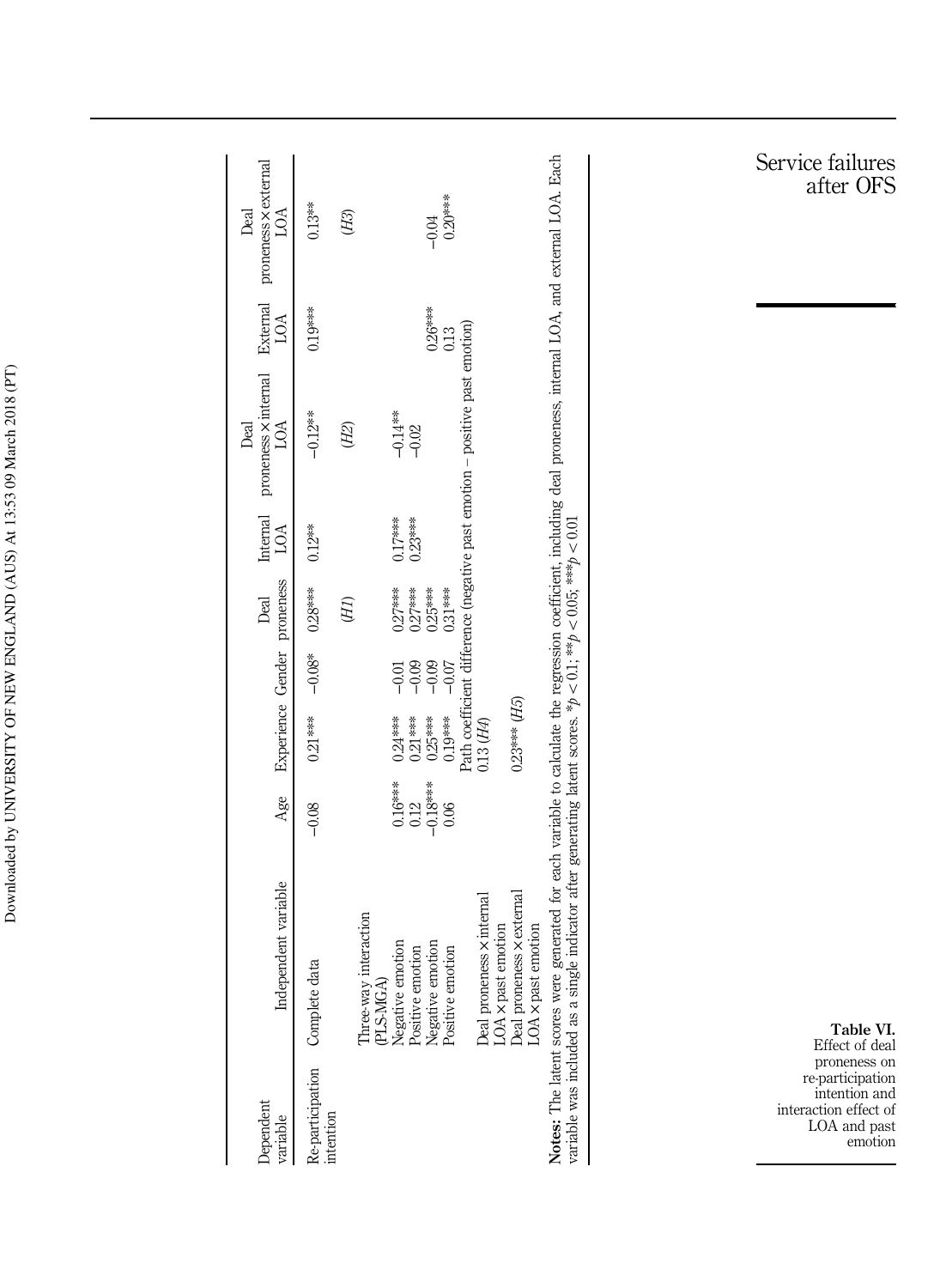**Table VI.** Effect of deal proneness on re-participation intention and interaction effect of LOA and past emotion

| Dependent variable | Independent variable | Age | Experience | Gender | Deal proneness | Internal LOA | Deal proneness × internal LOA | External LOA | Deal proneness × external LOA |
|---|---|---|---|---|---|---|---|---|---|
| Re-participation intention | Complete data | −0.08 | 0.21*** | −0.08* | 0.28*** | 0.12** | −0.12** | 0.19*** | 0.13** |
| | | | | | (*H1*) | | (*H2*) | | (*H3*) |
| | Three-way interaction (PLS-MGA) | | | | | | | | |
| | Negative emotion | 0.16*** | 0.24*** | −0.01 | 0.27*** | 0.17*** | −0.14** | | |
| | Positive emotion | 0.12 | 0.21*** | −0.09 | 0.27*** | 0.23*** | −0.02 | | |
| | Negative emotion | −0.18*** | 0.25*** | −0.09 | 0.25*** | | | 0.26*** | −0.04 |
| | Positive emotion | 0.06 | 0.19*** | −0.07 | 0.31*** | | | 0.13 | 0.20*** |
| | | | Path coefficient difference (negative past emotion – positive past emotion) | | | | | | |
| | Deal proneness × internal LOA × past emotion | | 0.13 (*H4*) | | | | | | |
| | Deal proneness × external LOA × past emotion | | 0.23*** (*H5*) | | | | | | |

**Notes:** The latent scores were generated for each variable to calculate the regression coefficient, including deal proneness, internal LOA, and external LOA. Each variable was included as a single indicator after generating latent scores. $*p < 0.1$; $**p < 0.05$; $***p < 0.01$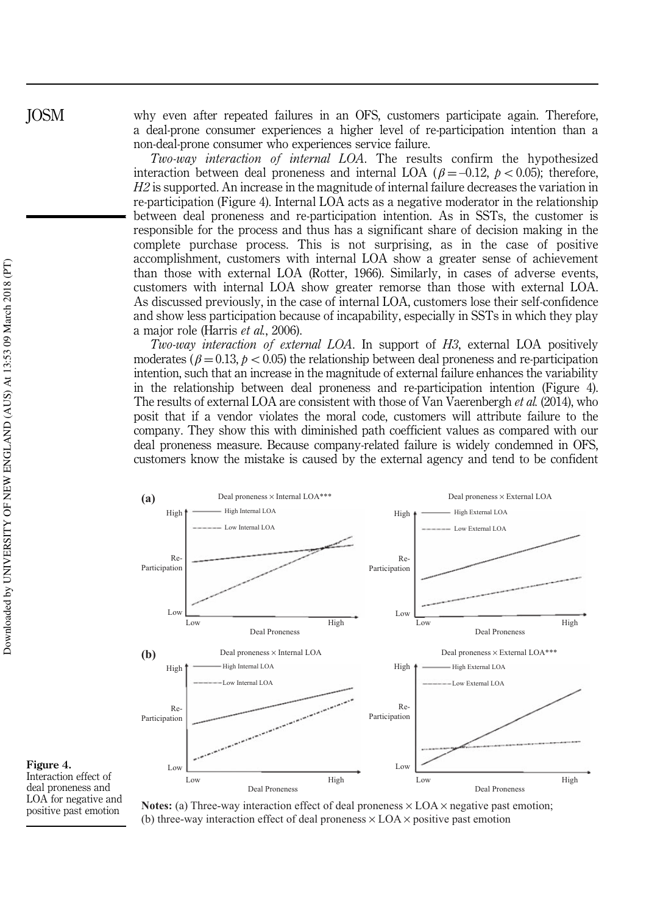why even after repeated failures in an OFS, customers participate again. Therefore, a deal-prone consumer experiences a higher level of re-participation intention than a non-deal-prone consumer who experiences service failure.

*Two-way interaction of internal LOA*. The results confirm the hypothesized interaction between deal proneness and internal LOA ($\beta = -0.12$, $p < 0.05$); therefore, *H2* is supported. An increase in the magnitude of internal failure decreases the variation in re-participation (Figure 4). Internal LOA acts as a negative moderator in the relationship between deal proneness and re-participation intention. As in SSTs, the customer is responsible for the process and thus has a significant share of decision making in the complete purchase process. This is not surprising, as in the case of positive accomplishment, customers with internal LOA show a greater sense of achievement than those with external LOA (Rotter, 1966). Similarly, in cases of adverse events, customers with internal LOA show greater remorse than those with external LOA. As discussed previously, in the case of internal LOA, customers lose their self-confidence and show less participation because of incapability, especially in SSTs in which they play a major role (Harris *et al.*, 2006).

*Two-way interaction of external LOA*. In support of *H3*, external LOA positively moderates ($\beta = 0.13$, $p < 0.05$) the relationship between deal proneness and re-participation intention, such that an increase in the magnitude of external failure enhances the variability in the relationship between deal proneness and re-participation intention (Figure 4). The results of external LOA are consistent with those of Van Vaerenbergh *et al.* (2014), who posit that if a vendor violates the moral code, customers will attribute failure to the company. They show this with diminished path coefficient values as compared with our deal proneness measure. Because company-related failure is widely condemned in OFS, customers know the mistake is caused by the external agency and tend to be confident

**Figure 4.** Interaction effect of deal proneness and LOA for negative and positive past emotion

**Notes:** (a) Three-way interaction effect of deal proneness × LOA × negative past emotion; (b) three-way interaction effect of deal proneness × LOA × positive past emotion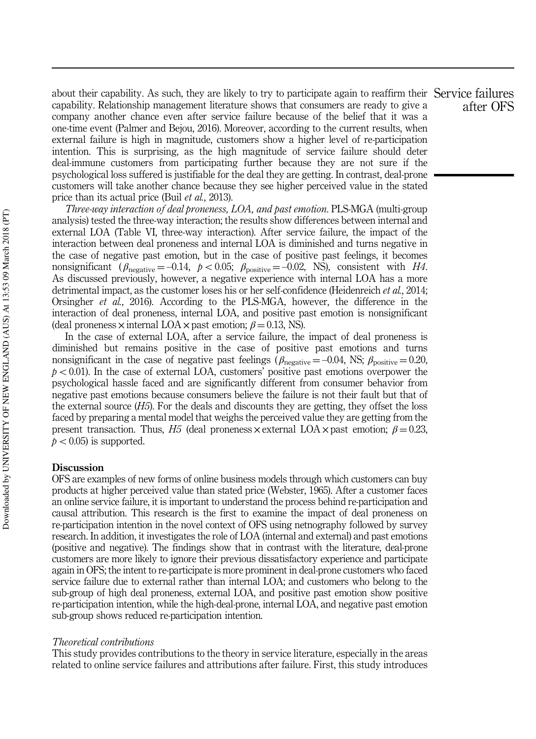about their capability. As such, they are likely to try to participate again to reaffirm their capability. Relationship management literature shows that consumers are ready to give a company another chance even after service failure because of the belief that it was a one-time event (Palmer and Bejou, 2016). Moreover, according to the current results, when external failure is high in magnitude, customers show a higher level of re-participation intention. This is surprising, as the high magnitude of service failure should deter deal-immune customers from participating further because they are not sure if the psychological loss suffered is justifiable for the deal they are getting. In contrast, deal-prone customers will take another chance because they see higher perceived value in the stated price than its actual price (Buil *et al.*, 2013).

*Three-way interaction of deal proneness, LOA, and past emotion.* PLS-MGA (multi-group analysis) tested the three-way interaction; the results show differences between internal and external LOA (Table VI, three-way interaction). After service failure, the impact of the interaction between deal proneness and internal LOA is diminished and turns negative in the case of negative past emotion, but in the case of positive past feelings, it becomes nonsignificant ($\beta_{\text{negative}} = -0.14$, $p < 0.05$; $\beta_{\text{positive}} = -0.02$, NS), consistent with *H4*. As discussed previously, however, a negative experience with internal LOA has a more detrimental impact, as the customer loses his or her self-confidence (Heidenreich *et al.*, 2014; Orsingher *et al.*, 2016). According to the PLS-MGA, however, the difference in the interaction of deal proneness, internal LOA, and positive past emotion is nonsignificant (deal proneness × internal LOA × past emotion; $\beta = 0.13$, NS).

In the case of external LOA, after a service failure, the impact of deal proneness is diminished but remains positive in the case of positive past emotions and turns nonsignificant in the case of negative past feelings ($\beta_{\text{negative}} = -0.04$, NS; $\beta_{\text{positive}} = 0.20$, $p < 0.01$). In the case of external LOA, customers' positive past emotions overpower the psychological hassle faced and are significantly different from consumer behavior from negative past emotions because consumers believe the failure is not their fault but that of the external source (*H5*). For the deals and discounts they are getting, they offset the loss faced by preparing a mental model that weighs the perceived value they are getting from the present transaction. Thus, *H5* (deal proneness × external LOA × past emotion; $\beta = 0.23$, $p < 0.05$) is supported.

## Discussion

OFS are examples of new forms of online business models through which customers can buy products at higher perceived value than stated price (Webster, 1965). After a customer faces an online service failure, it is important to understand the process behind re-participation and causal attribution. This research is the first to examine the impact of deal proneness on re-participation intention in the novel context of OFS using netnography followed by survey research. In addition, it investigates the role of LOA (internal and external) and past emotions (positive and negative). The findings show that in contrast with the literature, deal-prone customers are more likely to ignore their previous dissatisfactory experience and participate again in OFS; the intent to re-participate is more prominent in deal-prone customers who faced service failure due to external rather than internal LOA; and customers who belong to the sub-group of high deal proneness, external LOA, and positive past emotion show positive re-participation intention, while the high-deal-prone, internal LOA, and negative past emotion sub-group shows reduced re-participation intention.

### *Theoretical contributions*

This study provides contributions to the theory in service literature, especially in the areas related to online service failures and attributions after failure. First, this study introduces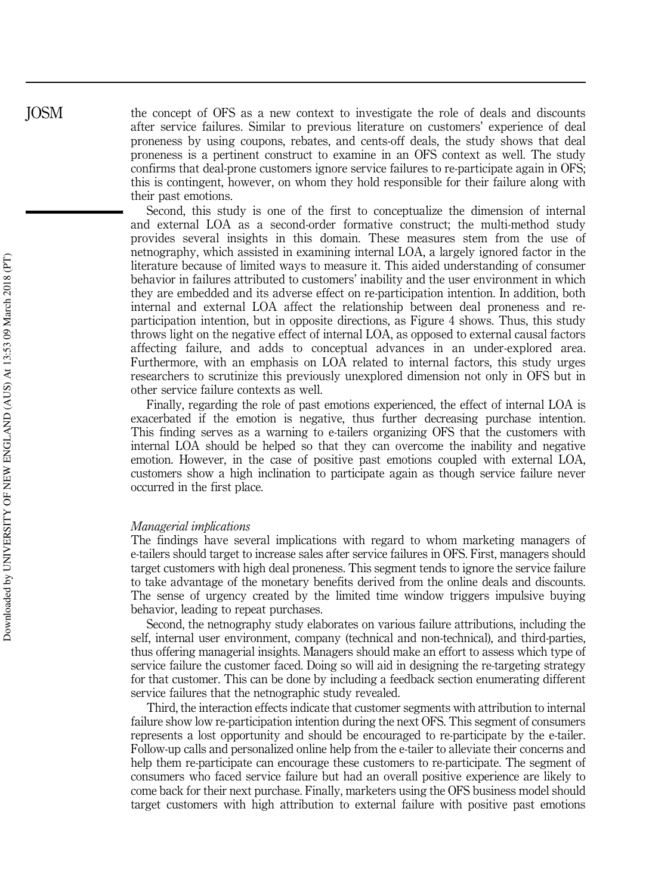the concept of OFS as a new context to investigate the role of deals and discounts after service failures. Similar to previous literature on customers' experience of deal proneness by using coupons, rebates, and cents-off deals, the study shows that deal proneness is a pertinent construct to examine in an OFS context as well. The study confirms that deal-prone customers ignore service failures to re-participate again in OFS; this is contingent, however, on whom they hold responsible for their failure along with their past emotions.

Second, this study is one of the first to conceptualize the dimension of internal and external LOA as a second-order formative construct; the multi-method study provides several insights in this domain. These measures stem from the use of netnography, which assisted in examining internal LOA, a largely ignored factor in the literature because of limited ways to measure it. This aided understanding of consumer behavior in failures attributed to customers' inability and the user environment in which they are embedded and its adverse effect on re-participation intention. In addition, both internal and external LOA affect the relationship between deal proneness and re-participation intention, but in opposite directions, as Figure 4 shows. Thus, this study throws light on the negative effect of internal LOA, as opposed to external causal factors affecting failure, and adds to conceptual advances in an under-explored area. Furthermore, with an emphasis on LOA related to internal factors, this study urges researchers to scrutinize this previously unexplored dimension not only in OFS but in other service failure contexts as well.

Finally, regarding the role of past emotions experienced, the effect of internal LOA is exacerbated if the emotion is negative, thus further decreasing purchase intention. This finding serves as a warning to e-tailers organizing OFS that the customers with internal LOA should be helped so that they can overcome the inability and negative emotion. However, in the case of positive past emotions coupled with external LOA, customers show a high inclination to participate again as though service failure never occurred in the first place.

*Managerial implications*

The findings have several implications with regard to whom marketing managers of e-tailers should target to increase sales after service failures in OFS. First, managers should target customers with high deal proneness. This segment tends to ignore the service failure to take advantage of the monetary benefits derived from the online deals and discounts. The sense of urgency created by the limited time window triggers impulsive buying behavior, leading to repeat purchases.

Second, the netnography study elaborates on various failure attributions, including the self, internal user environment, company (technical and non-technical), and third-parties, thus offering managerial insights. Managers should make an effort to assess which type of service failure the customer faced. Doing so will aid in designing the re-targeting strategy for that customer. This can be done by including a feedback section enumerating different service failures that the netnographic study revealed.

Third, the interaction effects indicate that customer segments with attribution to internal failure show low re-participation intention during the next OFS. This segment of consumers represents a lost opportunity and should be encouraged to re-participate by the e-tailer. Follow-up calls and personalized online help from the e-tailer to alleviate their concerns and help them re-participate can encourage these customers to re-participate. The segment of consumers who faced service failure but had an overall positive experience are likely to come back for their next purchase. Finally, marketers using the OFS business model should target customers with high attribution to external failure with positive past emotions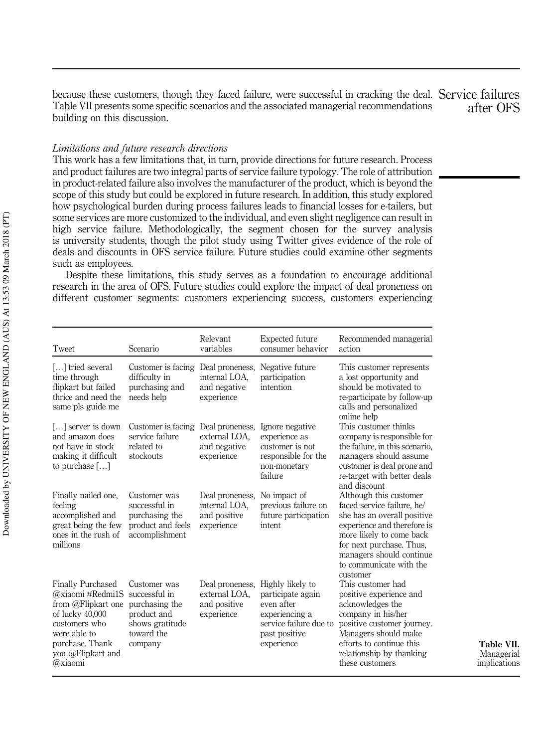because these customers, though they faced failure, were successful in cracking the deal. Table VII presents some specific scenarios and the associated managerial recommendations building on this discussion.

*Limitations and future research directions*

This work has a few limitations that, in turn, provide directions for future research. Process and product failures are two integral parts of service failure typology. The role of attribution in product-related failure also involves the manufacturer of the product, which is beyond the scope of this study but could be explored in future research. In addition, this study explored how psychological burden during process failures leads to financial losses for e-tailers, but some services are more customized to the individual, and even slight negligence can result in high service failure. Methodologically, the segment chosen for the survey analysis is university students, though the pilot study using Twitter gives evidence of the role of deals and discounts in OFS service failure. Future studies could examine other segments such as employees.

Despite these limitations, this study serves as a foundation to encourage additional research in the area of OFS. Future studies could explore the impact of deal proneness on different customer segments: customers experiencing success, customers experiencing

| Tweet | Scenario | Relevant variables | Expected future consumer behavior | Recommended managerial action |
|---|---|---|---|---|
| […] tried several time through flipkart but failed thrice and need the same pls guide me | Customer is facing difficulty in purchasing and needs help | Deal proneness, internal LOA, and negative experience | Negative future participation intention | This customer represents a lost opportunity and should be motivated to re-participate by follow-up calls and personalized online help |
| […] server is down and amazon does not have in stock making it difficult to purchase […] | Customer is facing service failure related to stockouts | Deal proneness, external LOA, and negative experience | Ignore negative experience as customer is not responsible for the non-monetary failure | This customer thinks company is responsible for the failure, in this scenario, managers should assume customer is deal prone and re-target with better deals and discount |
| Finally nailed one, feeling accomplished and great being the few ones in the rush of millions | Customer was successful in purchasing the product and feels accomplishment | Deal proneness, internal LOA, and positive experience | No impact of previous failure on future participation intent | Although this customer faced service failure, he/she has an overall positive experience and therefore is more likely to come back for next purchase. Thus, managers should continue to communicate with the customer |
| Finally Purchased @xiaomi #Redmi1S from @Flipkart one of lucky 40,000 customers who were able to purchase. Thank you @Flipkart and @xiaomi | Customer was successful in purchasing the product and shows gratitude toward the company | Deal proneness, external LOA, and positive experience | Highly likely to participate again even after experiencing a service failure due to past positive experience | This customer had positive experience and acknowledges the company in his/her positive customer journey. Managers should make efforts to continue this relationship by thanking these customers |

**Table VII.** Managerial implications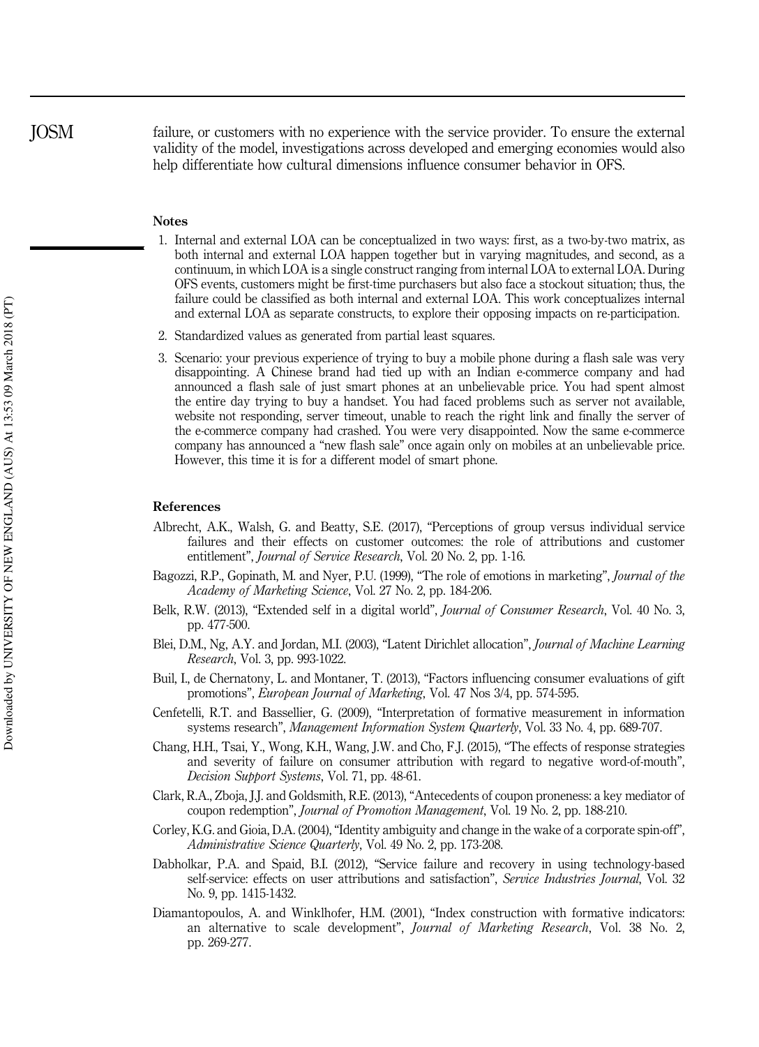failure, or customers with no experience with the service provider. To ensure the external validity of the model, investigations across developed and emerging economies would also help differentiate how cultural dimensions influence consumer behavior in OFS.

## Notes

1. Internal and external LOA can be conceptualized in two ways: first, as a two-by-two matrix, as both internal and external LOA happen together but in varying magnitudes, and second, as a continuum, in which LOA is a single construct ranging from internal LOA to external LOA. During OFS events, customers might be first-time purchasers but also face a stockout situation; thus, the failure could be classified as both internal and external LOA. This work conceptualizes internal and external LOA as separate constructs, to explore their opposing impacts on re-participation.
2. Standardized values as generated from partial least squares.
3. Scenario: your previous experience of trying to buy a mobile phone during a flash sale was very disappointing. A Chinese brand had tied up with an Indian e-commerce company and had announced a flash sale of just smart phones at an unbelievable price. You had spent almost the entire day trying to buy a handset. You had faced problems such as server not available, website not responding, server timeout, unable to reach the right link and finally the server of the e-commerce company had crashed. You were very disappointed. Now the same e-commerce company has announced a "new flash sale" once again only on mobiles at an unbelievable price. However, this time it is for a different model of smart phone.

## References

Albrecht, A.K., Walsh, G. and Beatty, S.E. (2017), "Perceptions of group versus individual service failures and their effects on customer outcomes: the role of attributions and customer entitlement", *Journal of Service Research*, Vol. 20 No. 2, pp. 1-16.

Bagozzi, R.P., Gopinath, M. and Nyer, P.U. (1999), "The role of emotions in marketing", *Journal of the Academy of Marketing Science*, Vol. 27 No. 2, pp. 184-206.

Belk, R.W. (2013), "Extended self in a digital world", *Journal of Consumer Research*, Vol. 40 No. 3, pp. 477-500.

Blei, D.M., Ng, A.Y. and Jordan, M.I. (2003), "Latent Dirichlet allocation", *Journal of Machine Learning Research*, Vol. 3, pp. 993-1022.

Buil, I., de Chernatony, L. and Montaner, T. (2013), "Factors influencing consumer evaluations of gift promotions", *European Journal of Marketing*, Vol. 47 Nos 3/4, pp. 574-595.

Cenfetelli, R.T. and Bassellier, G. (2009), "Interpretation of formative measurement in information systems research", *Management Information System Quarterly*, Vol. 33 No. 4, pp. 689-707.

Chang, H.H., Tsai, Y., Wong, K.H., Wang, J.W. and Cho, F.J. (2015), "The effects of response strategies and severity of failure on consumer attribution with regard to negative word-of-mouth", *Decision Support Systems*, Vol. 71, pp. 48-61.

Clark, R.A., Zboja, J.J. and Goldsmith, R.E. (2013), "Antecedents of coupon proneness: a key mediator of coupon redemption", *Journal of Promotion Management*, Vol. 19 No. 2, pp. 188-210.

Corley, K.G. and Gioia, D.A. (2004), "Identity ambiguity and change in the wake of a corporate spin-off", *Administrative Science Quarterly*, Vol. 49 No. 2, pp. 173-208.

Dabholkar, P.A. and Spaid, B.I. (2012), "Service failure and recovery in using technology-based self-service: effects on user attributions and satisfaction", *Service Industries Journal*, Vol. 32 No. 9, pp. 1415-1432.

Diamantopoulos, A. and Winklhofer, H.M. (2001), "Index construction with formative indicators: an alternative to scale development", *Journal of Marketing Research*, Vol. 38 No. 2, pp. 269-277.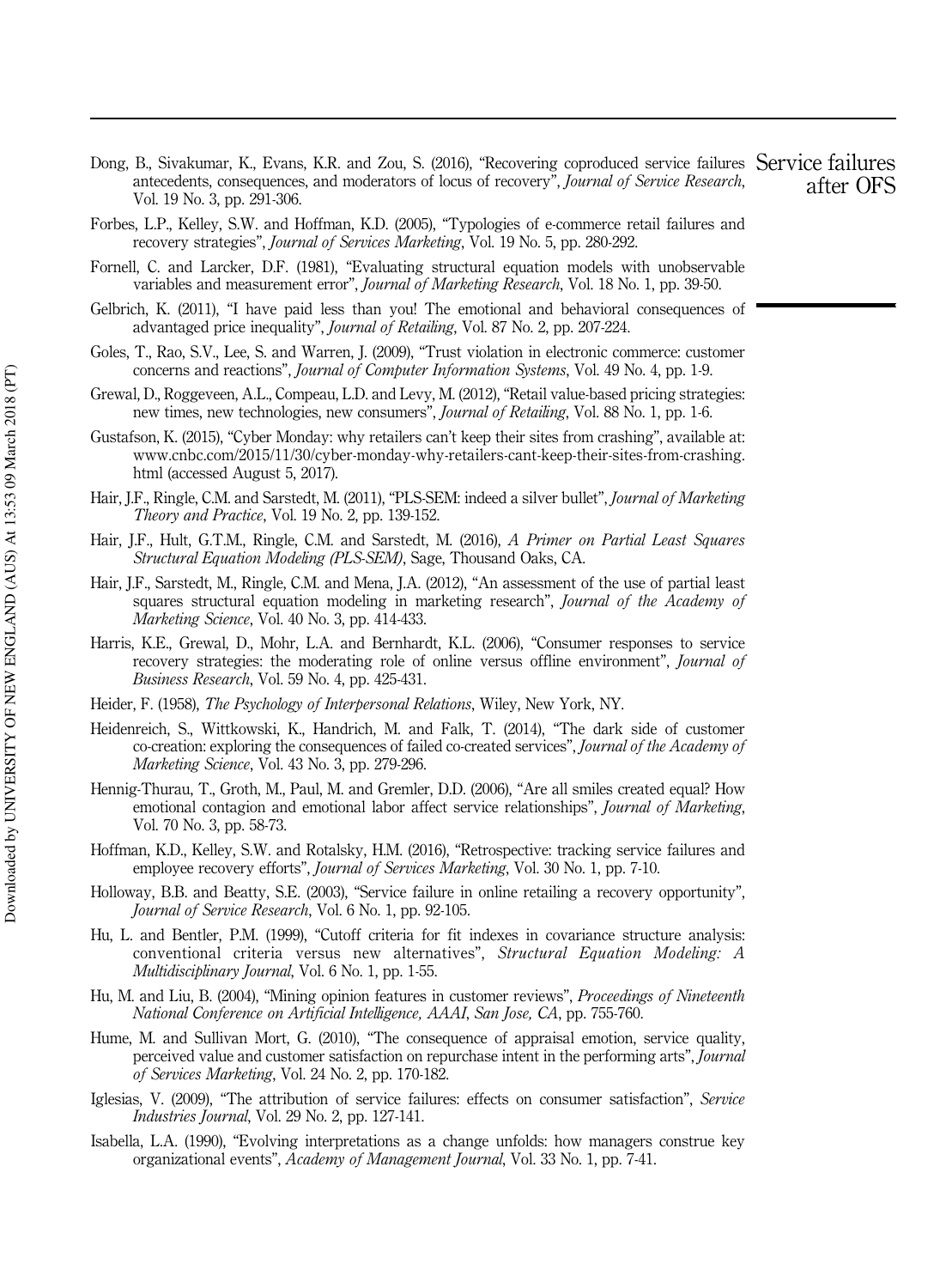Dong, B., Sivakumar, K., Evans, K.R. and Zou, S. (2016), "Recovering coproduced service failures antecedents, consequences, and moderators of locus of recovery", *Journal of Service Research*, Vol. 19 No. 3, pp. 291-306.

Forbes, L.P., Kelley, S.W. and Hoffman, K.D. (2005), "Typologies of e-commerce retail failures and recovery strategies", *Journal of Services Marketing*, Vol. 19 No. 5, pp. 280-292.

Fornell, C. and Larcker, D.F. (1981), "Evaluating structural equation models with unobservable variables and measurement error", *Journal of Marketing Research*, Vol. 18 No. 1, pp. 39-50.

Gelbrich, K. (2011), "I have paid less than you! The emotional and behavioral consequences of advantaged price inequality", *Journal of Retailing*, Vol. 87 No. 2, pp. 207-224.

Goles, T., Rao, S.V., Lee, S. and Warren, J. (2009), "Trust violation in electronic commerce: customer concerns and reactions", *Journal of Computer Information Systems*, Vol. 49 No. 4, pp. 1-9.

Grewal, D., Roggeveen, A.L., Compeau, L.D. and Levy, M. (2012), "Retail value-based pricing strategies: new times, new technologies, new consumers", *Journal of Retailing*, Vol. 88 No. 1, pp. 1-6.

Gustafson, K. (2015), "Cyber Monday: why retailers can't keep their sites from crashing", available at: www.cnbc.com/2015/11/30/cyber-monday-why-retailers-cant-keep-their-sites-from-crashing.html (accessed August 5, 2017).

Hair, J.F., Ringle, C.M. and Sarstedt, M. (2011), "PLS-SEM: indeed a silver bullet", *Journal of Marketing Theory and Practice*, Vol. 19 No. 2, pp. 139-152.

Hair, J.F., Hult, G.T.M., Ringle, C.M. and Sarstedt, M. (2016), *A Primer on Partial Least Squares Structural Equation Modeling (PLS-SEM)*, Sage, Thousand Oaks, CA.

Hair, J.F., Sarstedt, M., Ringle, C.M. and Mena, J.A. (2012), "An assessment of the use of partial least squares structural equation modeling in marketing research", *Journal of the Academy of Marketing Science*, Vol. 40 No. 3, pp. 414-433.

Harris, K.E., Grewal, D., Mohr, L.A. and Bernhardt, K.L. (2006), "Consumer responses to service recovery strategies: the moderating role of online versus offline environment", *Journal of Business Research*, Vol. 59 No. 4, pp. 425-431.

Heider, F. (1958), *The Psychology of Interpersonal Relations*, Wiley, New York, NY.

Heidenreich, S., Wittkowski, K., Handrich, M. and Falk, T. (2014), "The dark side of customer co-creation: exploring the consequences of failed co-created services", *Journal of the Academy of Marketing Science*, Vol. 43 No. 3, pp. 279-296.

Hennig-Thurau, T., Groth, M., Paul, M. and Gremler, D.D. (2006), "Are all smiles created equal? How emotional contagion and emotional labor affect service relationships", *Journal of Marketing*, Vol. 70 No. 3, pp. 58-73.

Hoffman, K.D., Kelley, S.W. and Rotalsky, H.M. (2016), "Retrospective: tracking service failures and employee recovery efforts", *Journal of Services Marketing*, Vol. 30 No. 1, pp. 7-10.

Holloway, B.B. and Beatty, S.E. (2003), "Service failure in online retailing a recovery opportunity", *Journal of Service Research*, Vol. 6 No. 1, pp. 92-105.

Hu, L. and Bentler, P.M. (1999), "Cutoff criteria for fit indexes in covariance structure analysis: conventional criteria versus new alternatives", *Structural Equation Modeling: A Multidisciplinary Journal*, Vol. 6 No. 1, pp. 1-55.

Hu, M. and Liu, B. (2004), "Mining opinion features in customer reviews", *Proceedings of Nineteenth National Conference on Artificial Intelligence, AAAI, San Jose, CA*, pp. 755-760.

Hume, M. and Sullivan Mort, G. (2010), "The consequence of appraisal emotion, service quality, perceived value and customer satisfaction on repurchase intent in the performing arts", *Journal of Services Marketing*, Vol. 24 No. 2, pp. 170-182.

Iglesias, V. (2009), "The attribution of service failures: effects on consumer satisfaction", *Service Industries Journal*, Vol. 29 No. 2, pp. 127-141.

Isabella, L.A. (1990), "Evolving interpretations as a change unfolds: how managers construe key organizational events", *Academy of Management Journal*, Vol. 33 No. 1, pp. 7-41.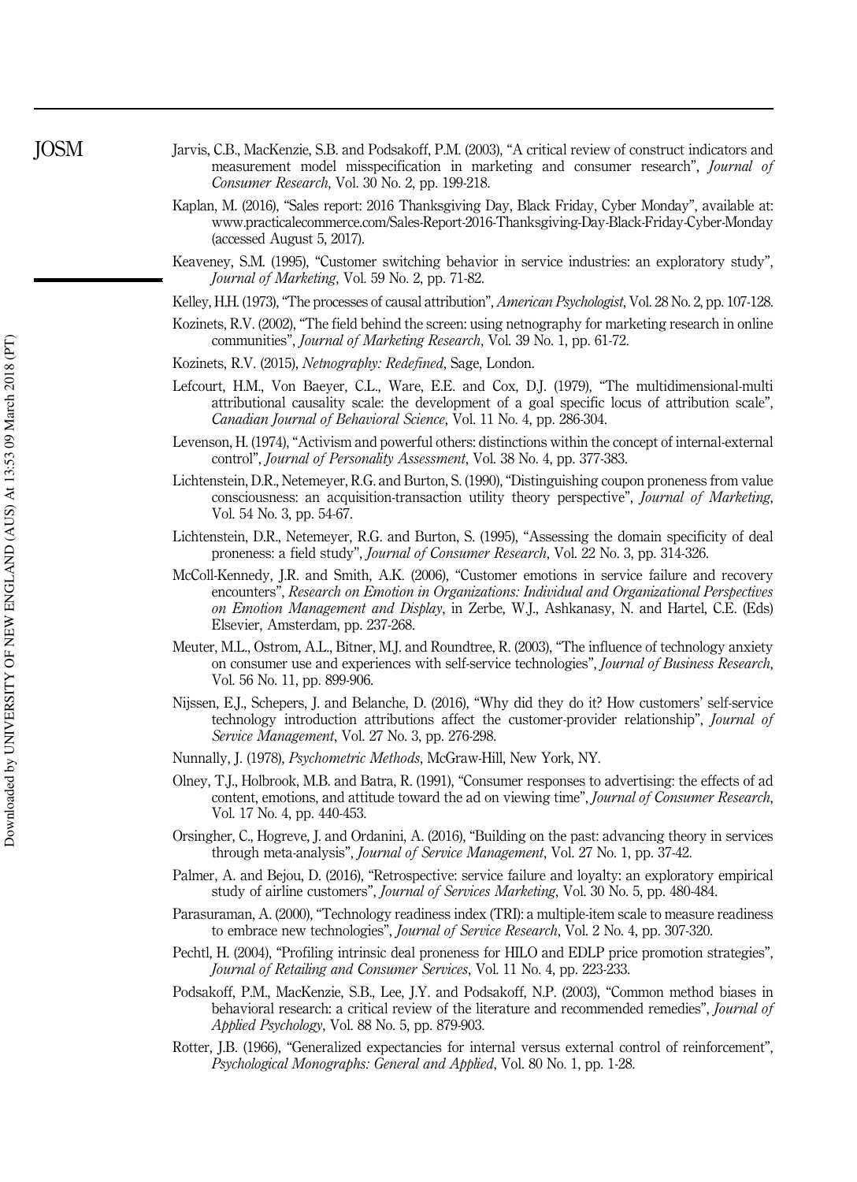Jarvis, C.B., MacKenzie, S.B. and Podsakoff, P.M. (2003), "A critical review of construct indicators and measurement model misspecification in marketing and consumer research", *Journal of Consumer Research*, Vol. 30 No. 2, pp. 199-218.

Kaplan, M. (2016), "Sales report: 2016 Thanksgiving Day, Black Friday, Cyber Monday", available at: www.practicalecommerce.com/Sales-Report-2016-Thanksgiving-Day-Black-Friday-Cyber-Monday (accessed August 5, 2017).

Keaveney, S.M. (1995), "Customer switching behavior in service industries: an exploratory study", *Journal of Marketing*, Vol. 59 No. 2, pp. 71-82.

Kelley, H.H. (1973), "The processes of causal attribution", *American Psychologist*, Vol. 28 No. 2, pp. 107-128.

Kozinets, R.V. (2002), "The field behind the screen: using netnography for marketing research in online communities", *Journal of Marketing Research*, Vol. 39 No. 1, pp. 61-72.

Kozinets, R.V. (2015), *Netnography: Redefined*, Sage, London.

Lefcourt, H.M., Von Baeyer, C.L., Ware, E.E. and Cox, D.J. (1979), "The multidimensional-multi attributional causality scale: the development of a goal specific locus of attribution scale", *Canadian Journal of Behavioral Science*, Vol. 11 No. 4, pp. 286-304.

Levenson, H. (1974), "Activism and powerful others: distinctions within the concept of internal-external control", *Journal of Personality Assessment*, Vol. 38 No. 4, pp. 377-383.

Lichtenstein, D.R., Netemeyer, R.G. and Burton, S. (1990), "Distinguishing coupon proneness from value consciousness: an acquisition-transaction utility theory perspective", *Journal of Marketing*, Vol. 54 No. 3, pp. 54-67.

Lichtenstein, D.R., Netemeyer, R.G. and Burton, S. (1995), "Assessing the domain specificity of deal proneness: a field study", *Journal of Consumer Research*, Vol. 22 No. 3, pp. 314-326.

McColl-Kennedy, J.R. and Smith, A.K. (2006), "Customer emotions in service failure and recovery encounters", *Research on Emotion in Organizations: Individual and Organizational Perspectives on Emotion Management and Display*, in Zerbe, W.J., Ashkanasy, N. and Hartel, C.E. (Eds) Elsevier, Amsterdam, pp. 237-268.

Meuter, M.L., Ostrom, A.L., Bitner, M.J. and Roundtree, R. (2003), "The influence of technology anxiety on consumer use and experiences with self-service technologies", *Journal of Business Research*, Vol. 56 No. 11, pp. 899-906.

Nijssen, E.J., Schepers, J. and Belanche, D. (2016), "Why did they do it? How customers' self-service technology introduction attributions affect the customer-provider relationship", *Journal of Service Management*, Vol. 27 No. 3, pp. 276-298.

Nunnally, J. (1978), *Psychometric Methods*, McGraw-Hill, New York, NY.

Olney, T.J., Holbrook, M.B. and Batra, R. (1991), "Consumer responses to advertising: the effects of ad content, emotions, and attitude toward the ad on viewing time", *Journal of Consumer Research*, Vol. 17 No. 4, pp. 440-453.

Orsingher, C., Hogreve, J. and Ordanini, A. (2016), "Building on the past: advancing theory in services through meta-analysis", *Journal of Service Management*, Vol. 27 No. 1, pp. 37-42.

Palmer, A. and Bejou, D. (2016), "Retrospective: service failure and loyalty: an exploratory empirical study of airline customers", *Journal of Services Marketing*, Vol. 30 No. 5, pp. 480-484.

Parasuraman, A. (2000), "Technology readiness index (TRI): a multiple-item scale to measure readiness to embrace new technologies", *Journal of Service Research*, Vol. 2 No. 4, pp. 307-320.

Pechtl, H. (2004), "Profiling intrinsic deal proneness for HILO and EDLP price promotion strategies", *Journal of Retailing and Consumer Services*, Vol. 11 No. 4, pp. 223-233.

Podsakoff, P.M., MacKenzie, S.B., Lee, J.Y. and Podsakoff, N.P. (2003), "Common method biases in behavioral research: a critical review of the literature and recommended remedies", *Journal of Applied Psychology*, Vol. 88 No. 5, pp. 879-903.

Rotter, J.B. (1966), "Generalized expectancies for internal versus external control of reinforcement", *Psychological Monographs: General and Applied*, Vol. 80 No. 1, pp. 1-28.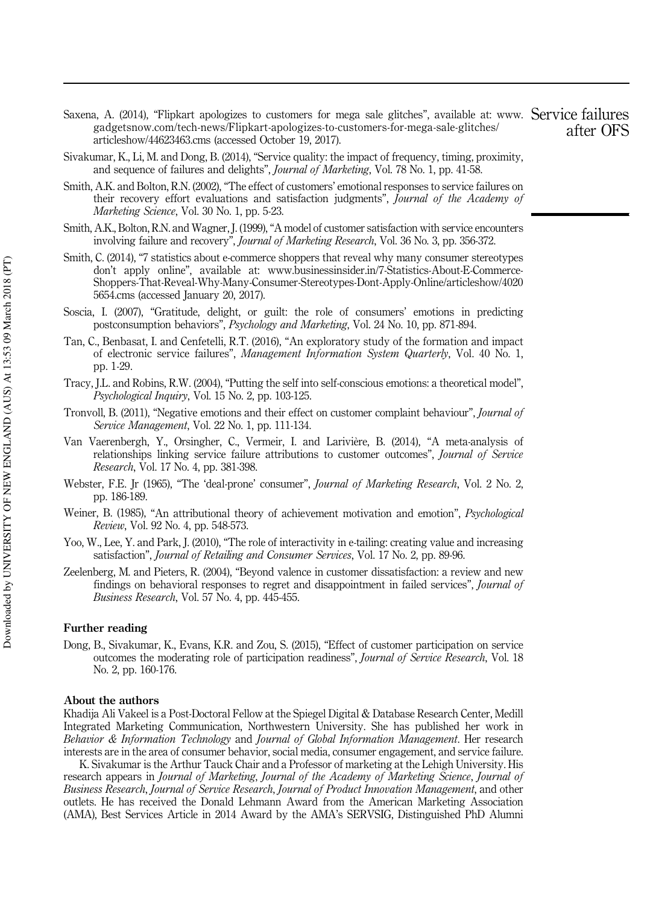Saxena, A. (2014), "Flipkart apologizes to customers for mega sale glitches", available at: www.gadgetsnow.com/tech-news/Flipkart-apologizes-to-customers-for-mega-sale-glitches/articleshow/44623463.cms (accessed October 19, 2017).

Sivakumar, K., Li, M. and Dong, B. (2014), "Service quality: the impact of frequency, timing, proximity, and sequence of failures and delights", *Journal of Marketing*, Vol. 78 No. 1, pp. 41-58.

Smith, A.K. and Bolton, R.N. (2002), "The effect of customers' emotional responses to service failures on their recovery effort evaluations and satisfaction judgments", *Journal of the Academy of Marketing Science*, Vol. 30 No. 1, pp. 5-23.

Smith, A.K., Bolton, R.N. and Wagner, J. (1999), "A model of customer satisfaction with service encounters involving failure and recovery", *Journal of Marketing Research*, Vol. 36 No. 3, pp. 356-372.

Smith, C. (2014), "7 statistics about e-commerce shoppers that reveal why many consumer stereotypes don't apply online", available at: www.businessinsider.in/7-Statistics-About-E-Commerce-Shoppers-That-Reveal-Why-Many-Consumer-Stereotypes-Dont-Apply-Online/articleshow/40205654.cms (accessed January 20, 2017).

Soscia, I. (2007), "Gratitude, delight, or guilt: the role of consumers' emotions in predicting postconsumption behaviors", *Psychology and Marketing*, Vol. 24 No. 10, pp. 871-894.

Tan, C., Benbasat, I. and Cenfetelli, R.T. (2016), "An exploratory study of the formation and impact of electronic service failures", *Management Information System Quarterly*, Vol. 40 No. 1, pp. 1-29.

Tracy, J.L. and Robins, R.W. (2004), "Putting the self into self-conscious emotions: a theoretical model", *Psychological Inquiry*, Vol. 15 No. 2, pp. 103-125.

Tronvoll, B. (2011), "Negative emotions and their effect on customer complaint behaviour", *Journal of Service Management*, Vol. 22 No. 1, pp. 111-134.

Van Vaerenbergh, Y., Orsingher, C., Vermeir, I. and Larivière, B. (2014), "A meta-analysis of relationships linking service failure attributions to customer outcomes", *Journal of Service Research*, Vol. 17 No. 4, pp. 381-398.

Webster, F.E. Jr (1965), "The 'deal-prone' consumer", *Journal of Marketing Research*, Vol. 2 No. 2, pp. 186-189.

Weiner, B. (1985), "An attributional theory of achievement motivation and emotion", *Psychological Review*, Vol. 92 No. 4, pp. 548-573.

Yoo, W., Lee, Y. and Park, J. (2010), "The role of interactivity in e-tailing: creating value and increasing satisfaction", *Journal of Retailing and Consumer Services*, Vol. 17 No. 2, pp. 89-96.

Zeelenberg, M. and Pieters, R. (2004), "Beyond valence in customer dissatisfaction: a review and new findings on behavioral responses to regret and disappointment in failed services", *Journal of Business Research*, Vol. 57 No. 4, pp. 445-455.

### Further reading

Dong, B., Sivakumar, K., Evans, K.R. and Zou, S. (2015), "Effect of customer participation on service outcomes the moderating role of participation readiness", *Journal of Service Research*, Vol. 18 No. 2, pp. 160-176.

### About the authors

Khadija Ali Vakeel is a Post-Doctoral Fellow at the Spiegel Digital & Database Research Center, Medill Integrated Marketing Communication, Northwestern University. She has published her work in *Behavior & Information Technology* and *Journal of Global Information Management*. Her research interests are in the area of consumer behavior, social media, consumer engagement, and service failure.

K. Sivakumar is the Arthur Tauck Chair and a Professor of marketing at the Lehigh University. His research appears in *Journal of Marketing*, *Journal of the Academy of Marketing Science*, *Journal of Business Research*, *Journal of Service Research*, *Journal of Product Innovation Management*, and other outlets. He has received the Donald Lehmann Award from the American Marketing Association (AMA), Best Services Article in 2014 Award by the AMA's SERVSIG, Distinguished PhD Alumni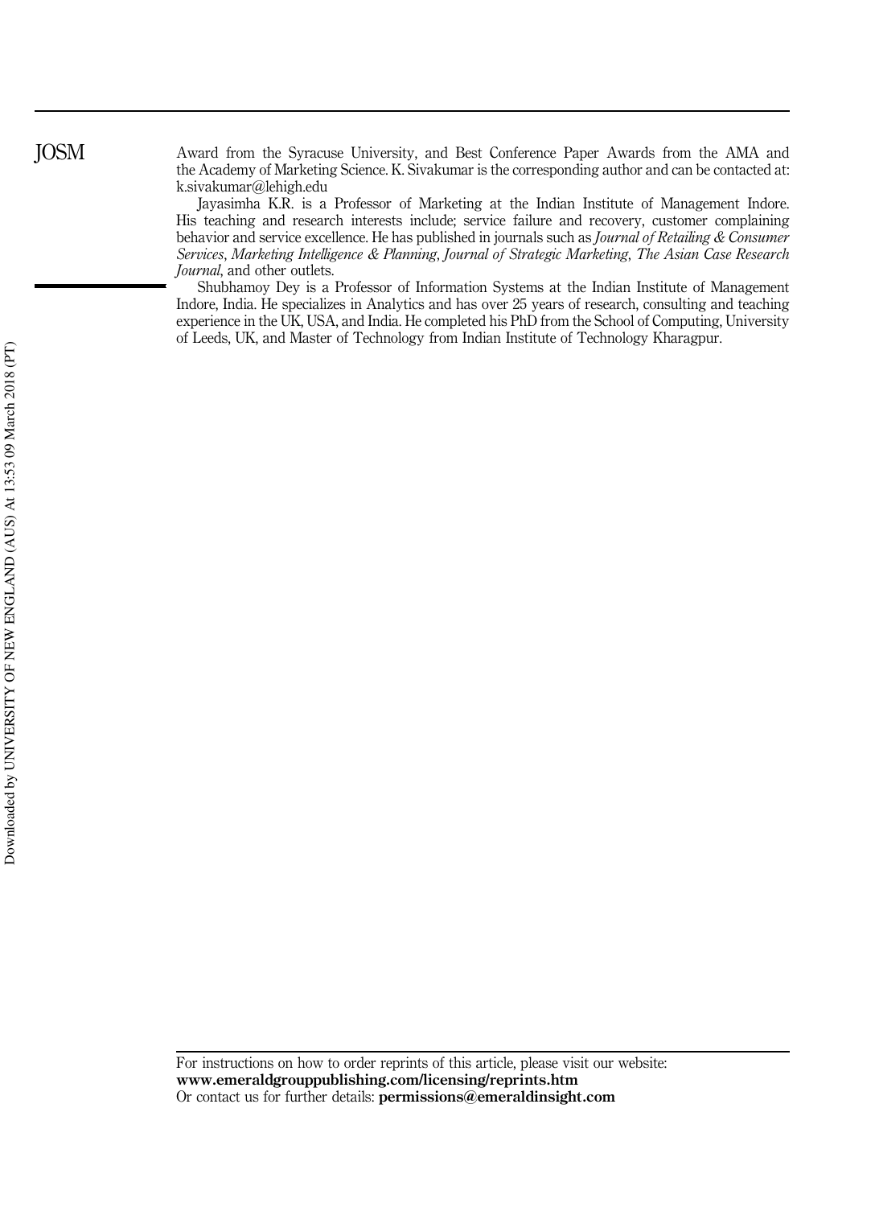Award from the Syracuse University, and Best Conference Paper Awards from the AMA and the Academy of Marketing Science. K. Sivakumar is the corresponding author and can be contacted at: k.sivakumar@lehigh.edu

Jayasimha K.R. is a Professor of Marketing at the Indian Institute of Management Indore. His teaching and research interests include; service failure and recovery, customer complaining behavior and service excellence. He has published in journals such as *Journal of Retailing & Consumer Services*, *Marketing Intelligence & Planning*, *Journal of Strategic Marketing*, *The Asian Case Research Journal*, and other outlets.

Shubhamoy Dey is a Professor of Information Systems at the Indian Institute of Management Indore, India. He specializes in Analytics and has over 25 years of research, consulting and teaching experience in the UK, USA, and India. He completed his PhD from the School of Computing, University of Leeds, UK, and Master of Technology from Indian Institute of Technology Kharagpur.

For instructions on how to order reprints of this article, please visit our website:
**www.emeraldgrouppublishing.com/licensing/reprints.htm**
Or contact us for further details: **permissions@emeraldinsight.com**